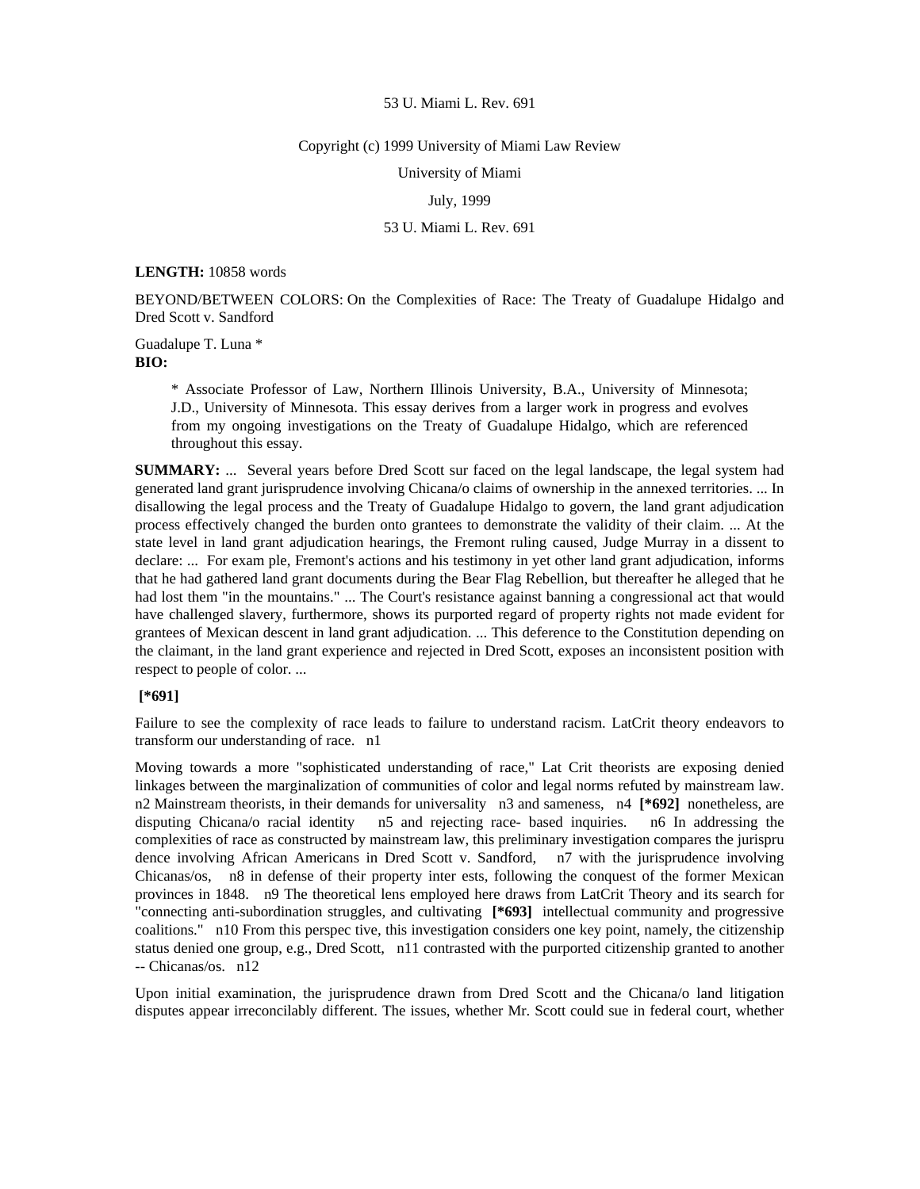53 U. Miami L. Rev. 691

Copyright (c) 1999 University of Miami Law Review

University of Miami

July, 1999

53 U. Miami L. Rev. 691

**LENGTH:** 10858 words

BEYOND/BETWEEN COLORS: On the Complexities of Race: The Treaty of Guadalupe Hidalgo and Dred Scott v. Sandford

Guadalupe T. Luna *

**BIO:**

> * Associate Professor of Law, Northern Illinois University, B.A., University of Minnesota; J.D., University of Minnesota. This essay derives from a larger work in progress and evolves from my ongoing investigations on the Treaty of Guadalupe Hidalgo, which are referenced throughout this essay.

**SUMMARY:** ... Several years before Dred Scott sur faced on the legal landscape, the legal system had generated land grant jurisprudence involving Chicana/o claims of ownership in the annexed territories. ... In disallowing the legal process and the Treaty of Guadalupe Hidalgo to govern, the land grant adjudication process effectively changed the burden onto grantees to demonstrate the validity of their claim. ... At the state level in land grant adjudication hearings, the Fremont ruling caused, Judge Murray in a dissent to declare: ... For exam ple, Fremont's actions and his testimony in yet other land grant adjudication, informs that he had gathered land grant documents during the Bear Flag Rebellion, but thereafter he alleged that he had lost them "in the mountains." ... The Court's resistance against banning a congressional act that would have challenged slavery, furthermore, shows its purported regard of property rights not made evident for grantees of Mexican descent in land grant adjudication. ... This deference to the Constitution depending on the claimant, in the land grant experience and rejected in Dred Scott, exposes an inconsistent position with respect to people of color. ...

**[*691]**

Failure to see the complexity of race leads to failure to understand racism. LatCrit theory endeavors to transform our understanding of race. n1

Moving towards a more "sophisticated understanding of race," Lat Crit theorists are exposing denied linkages between the marginalization of communities of color and legal norms refuted by mainstream law. n2 Mainstream theorists, in their demands for universality n3 and sameness, n4 **[*692]** nonetheless, are disputing Chicana/o racial identity n5 and rejecting race- based inquiries. n6 In addressing the complexities of race as constructed by mainstream law, this preliminary investigation compares the jurispru dence involving African Americans in Dred Scott v. Sandford, n7 with the jurisprudence involving Chicanas/os, n8 in defense of their property inter ests, following the conquest of the former Mexican provinces in 1848. n9 The theoretical lens employed here draws from LatCrit Theory and its search for "connecting anti-subordination struggles, and cultivating **[*693]** intellectual community and progressive coalitions." n10 From this perspec tive, this investigation considers one key point, namely, the citizenship status denied one group, e.g., Dred Scott, n11 contrasted with the purported citizenship granted to another -- Chicanas/os. n12

Upon initial examination, the jurisprudence drawn from Dred Scott and the Chicana/o land litigation disputes appear irreconcilably different. The issues, whether Mr. Scott could sue in federal court, whether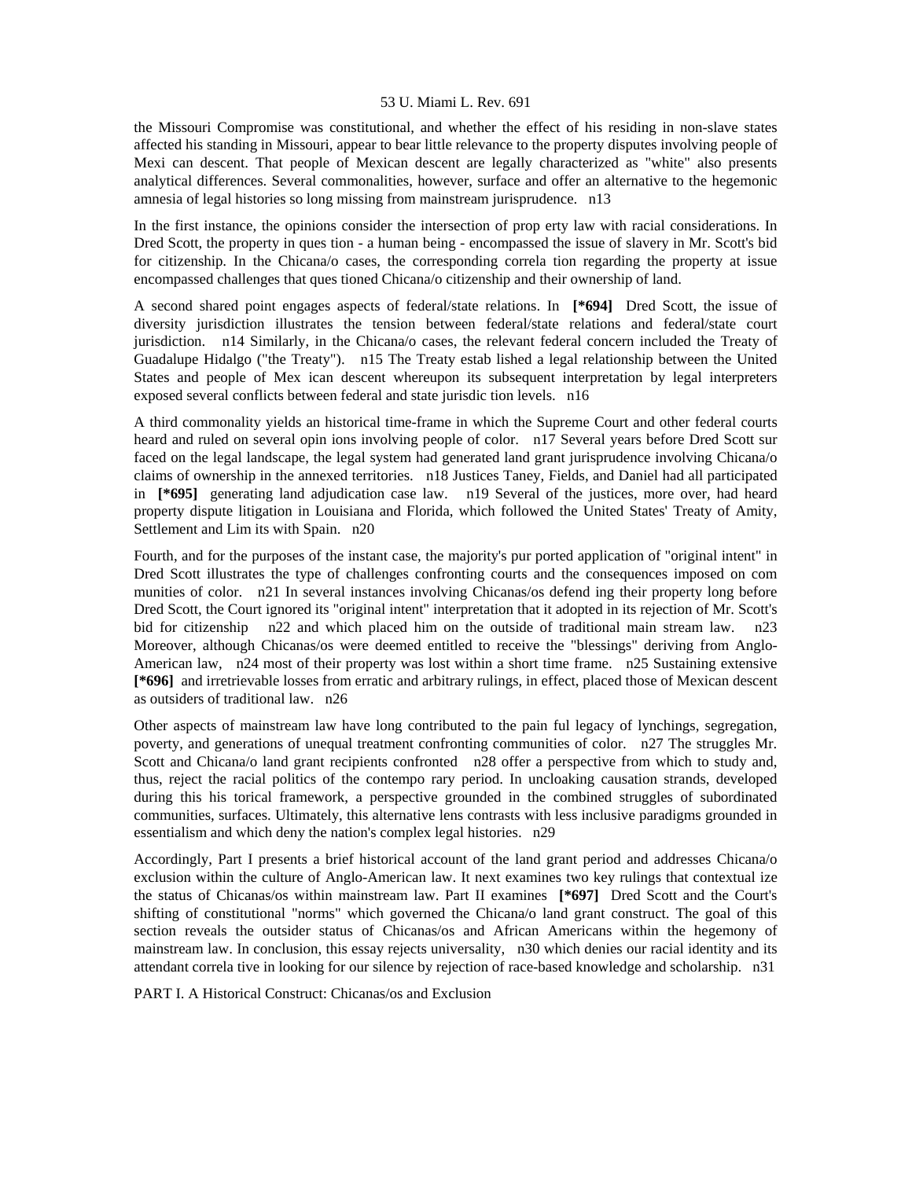the Missouri Compromise was constitutional, and whether the effect of his residing in non-slave states affected his standing in Missouri, appear to bear little relevance to the property disputes involving people of Mexi can descent. That people of Mexican descent are legally characterized as "white" also presents analytical differences. Several commonalities, however, surface and offer an alternative to the hegemonic amnesia of legal histories so long missing from mainstream jurisprudence. n13

In the first instance, the opinions consider the intersection of prop erty law with racial considerations. In Dred Scott, the property in ques tion - a human being - encompassed the issue of slavery in Mr. Scott's bid for citizenship. In the Chicana/o cases, the corresponding correla tion regarding the property at issue encompassed challenges that ques tioned Chicana/o citizenship and their ownership of land.

A second shared point engages aspects of federal/state relations. In **[*694]** Dred Scott, the issue of diversity jurisdiction illustrates the tension between federal/state relations and federal/state court jurisdiction. n14 Similarly, in the Chicana/o cases, the relevant federal concern included the Treaty of Guadalupe Hidalgo ("the Treaty"). n15 The Treaty estab lished a legal relationship between the United States and people of Mex ican descent whereupon its subsequent interpretation by legal interpreters exposed several conflicts between federal and state jurisdic tion levels. n16

A third commonality yields an historical time-frame in which the Supreme Court and other federal courts heard and ruled on several opin ions involving people of color. n17 Several years before Dred Scott sur faced on the legal landscape, the legal system had generated land grant jurisprudence involving Chicana/o claims of ownership in the annexed territories. n18 Justices Taney, Fields, and Daniel had all participated in **[*695]** generating land adjudication case law. n19 Several of the justices, more over, had heard property dispute litigation in Louisiana and Florida, which followed the United States' Treaty of Amity, Settlement and Lim its with Spain. n20

Fourth, and for the purposes of the instant case, the majority's pur ported application of "original intent" in Dred Scott illustrates the type of challenges confronting courts and the consequences imposed on com munities of color. n21 In several instances involving Chicanas/os defend ing their property long before Dred Scott, the Court ignored its "original intent" interpretation that it adopted in its rejection of Mr. Scott's bid for citizenship n22 and which placed him on the outside of traditional main stream law. n23 Moreover, although Chicanas/os were deemed entitled to receive the "blessings" deriving from Anglo-American law, n24 most of their property was lost within a short time frame. n25 Sustaining extensive **[*696]** and irretrievable losses from erratic and arbitrary rulings, in effect, placed those of Mexican descent as outsiders of traditional law. n26

Other aspects of mainstream law have long contributed to the pain ful legacy of lynchings, segregation, poverty, and generations of unequal treatment confronting communities of color. n27 The struggles Mr. Scott and Chicana/o land grant recipients confronted n28 offer a perspective from which to study and, thus, reject the racial politics of the contempo rary period. In uncloaking causation strands, developed during this his torical framework, a perspective grounded in the combined struggles of subordinated communities, surfaces. Ultimately, this alternative lens contrasts with less inclusive paradigms grounded in essentialism and which deny the nation's complex legal histories. n29

Accordingly, Part I presents a brief historical account of the land grant period and addresses Chicana/o exclusion within the culture of Anglo-American law. It next examines two key rulings that contextual ize the status of Chicanas/os within mainstream law. Part II examines **[*697]** Dred Scott and the Court's shifting of constitutional "norms" which governed the Chicana/o land grant construct. The goal of this section reveals the outsider status of Chicanas/os and African Americans within the hegemony of mainstream law. In conclusion, this essay rejects universality, n30 which denies our racial identity and its attendant correla tive in looking for our silence by rejection of race-based knowledge and scholarship. n31

## PART I. A Historical Construct: Chicanas/os and Exclusion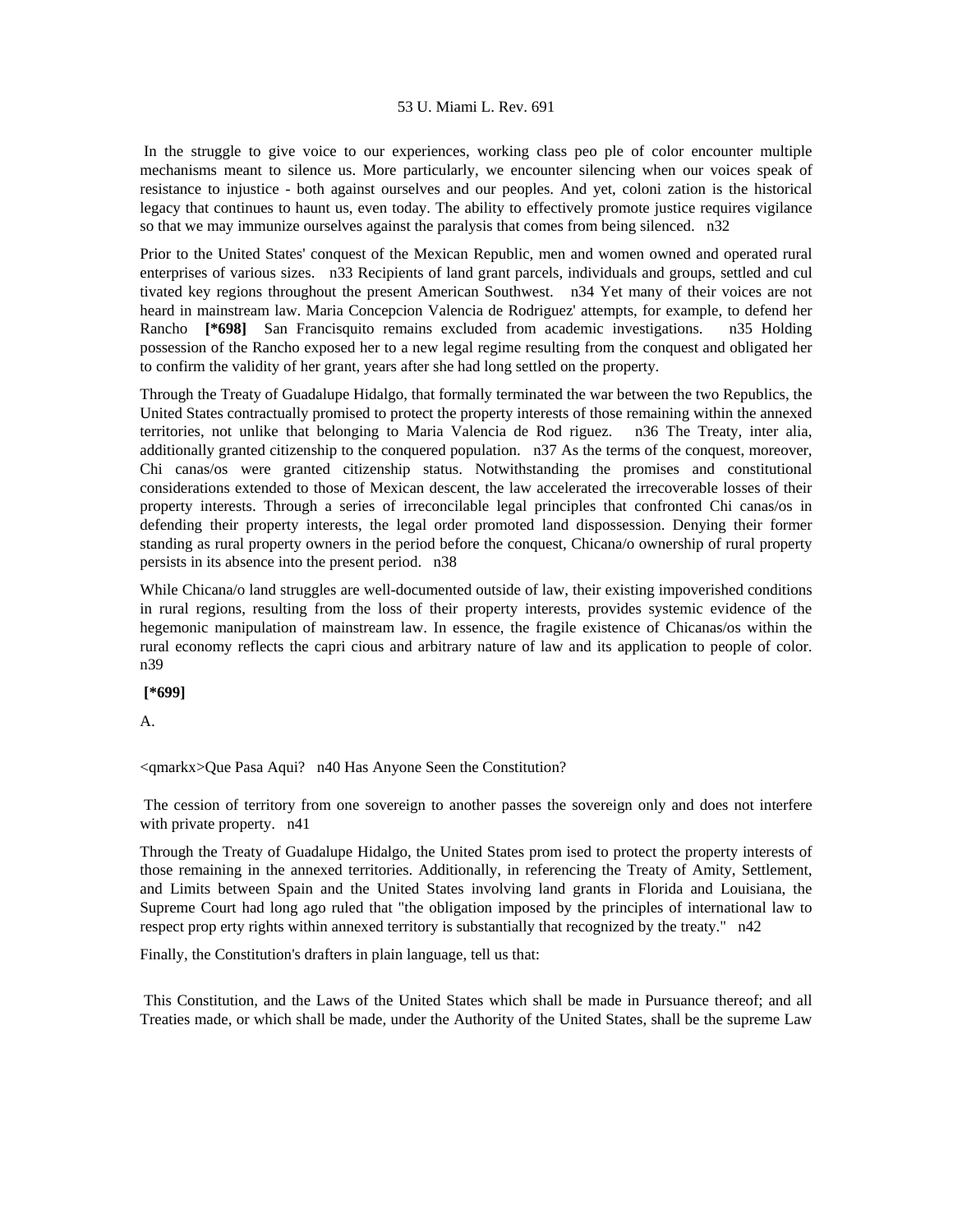In the struggle to give voice to our experiences, working class peo ple of color encounter multiple mechanisms meant to silence us. More particularly, we encounter silencing when our voices speak of resistance to injustice - both against ourselves and our peoples. And yet, coloni zation is the historical legacy that continues to haunt us, even today. The ability to effectively promote justice requires vigilance so that we may immunize ourselves against the paralysis that comes from being silenced. n32

Prior to the United States' conquest of the Mexican Republic, men and women owned and operated rural enterprises of various sizes. n33 Recipients of land grant parcels, individuals and groups, settled and cul tivated key regions throughout the present American Southwest. n34 Yet many of their voices are not heard in mainstream law. Maria Concepcion Valencia de Rodriguez' attempts, for example, to defend her Rancho **[*698]** San Francisquito remains excluded from academic investigations. n35 Holding possession of the Rancho exposed her to a new legal regime resulting from the conquest and obligated her to confirm the validity of her grant, years after she had long settled on the property.

Through the Treaty of Guadalupe Hidalgo, that formally terminated the war between the two Republics, the United States contractually promised to protect the property interests of those remaining within the annexed territories, not unlike that belonging to Maria Valencia de Rod riguez. n36 The Treaty, inter alia, additionally granted citizenship to the conquered population. n37 As the terms of the conquest, moreover, Chi canas/os were granted citizenship status. Notwithstanding the promises and constitutional considerations extended to those of Mexican descent, the law accelerated the irrecoverable losses of their property interests. Through a series of irreconcilable legal principles that confronted Chi canas/os in defending their property interests, the legal order promoted land dispossession. Denying their former standing as rural property owners in the period before the conquest, Chicana/o ownership of rural property persists in its absence into the present period. n38

While Chicana/o land struggles are well-documented outside of law, their existing impoverished conditions in rural regions, resulting from the loss of their property interests, provides systemic evidence of the hegemonic manipulation of mainstream law. In essence, the fragile existence of Chicanas/os within the rural economy reflects the capri cious and arbitrary nature of law and its application to people of color. n39

**[*699]**

A.

<qmarkx>Que Pasa Aqui? n40 Has Anyone Seen the Constitution?

The cession of territory from one sovereign to another passes the sovereign only and does not interfere with private property. n41

Through the Treaty of Guadalupe Hidalgo, the United States prom ised to protect the property interests of those remaining in the annexed territories. Additionally, in referencing the Treaty of Amity, Settlement, and Limits between Spain and the United States involving land grants in Florida and Louisiana, the Supreme Court had long ago ruled that "the obligation imposed by the principles of international law to respect prop erty rights within annexed territory is substantially that recognized by the treaty." n42

Finally, the Constitution's drafters in plain language, tell us that:

This Constitution, and the Laws of the United States which shall be made in Pursuance thereof; and all Treaties made, or which shall be made, under the Authority of the United States, shall be the supreme Law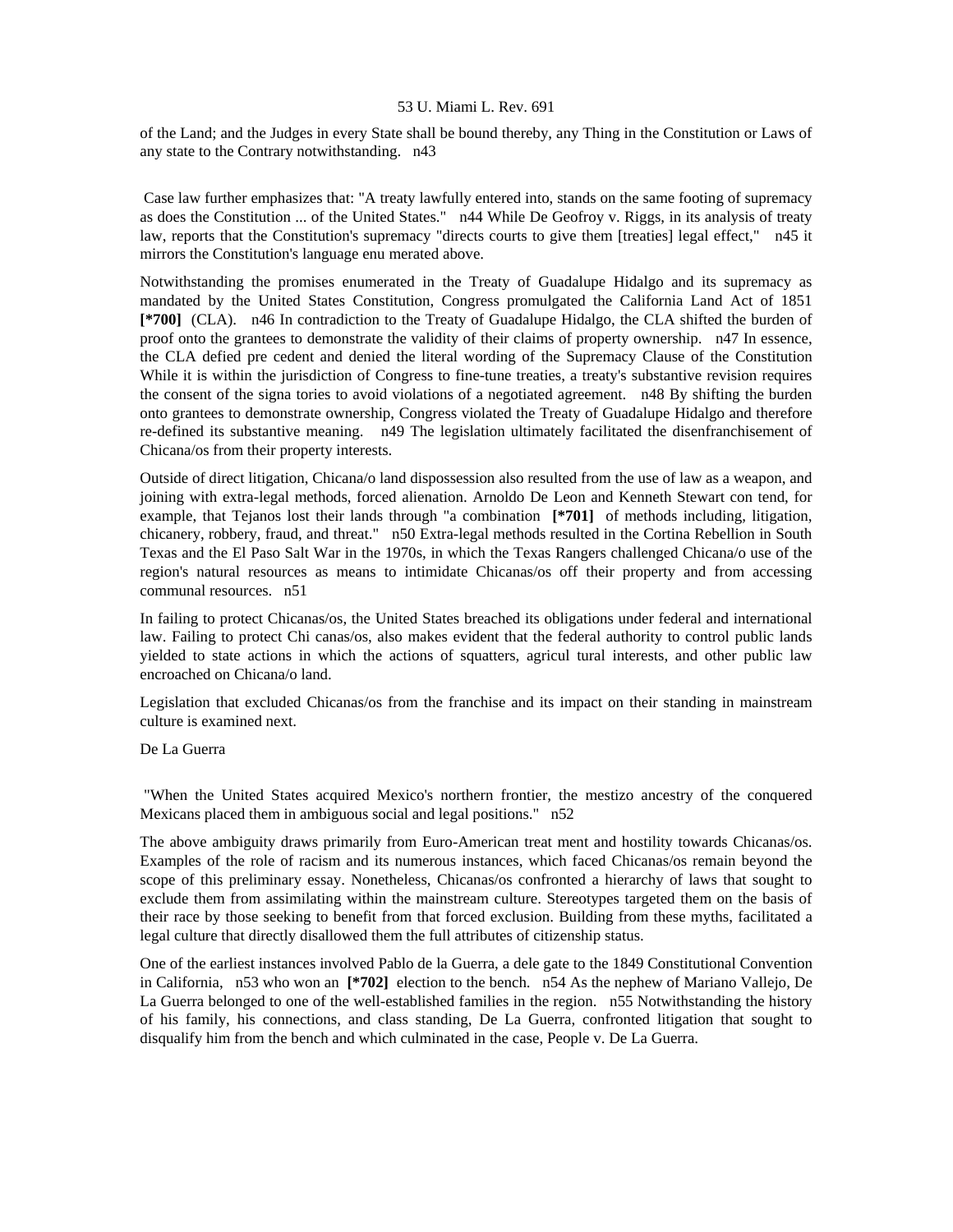of the Land; and the Judges in every State shall be bound thereby, any Thing in the Constitution or Laws of any state to the Contrary notwithstanding. n43

Case law further emphasizes that: "A treaty lawfully entered into, stands on the same footing of supremacy as does the Constitution ... of the United States." n44 While De Geofroy v. Riggs, in its analysis of treaty law, reports that the Constitution's supremacy "directs courts to give them [treaties] legal effect," n45 it mirrors the Constitution's language enu merated above.

Notwithstanding the promises enumerated in the Treaty of Guadalupe Hidalgo and its supremacy as mandated by the United States Constitution, Congress promulgated the California Land Act of 1851 **[*700]** (CLA). n46 In contradiction to the Treaty of Guadalupe Hidalgo, the CLA shifted the burden of proof onto the grantees to demonstrate the validity of their claims of property ownership. n47 In essence, the CLA defied pre cedent and denied the literal wording of the Supremacy Clause of the Constitution While it is within the jurisdiction of Congress to fine-tune treaties, a treaty's substantive revision requires the consent of the signa tories to avoid violations of a negotiated agreement. n48 By shifting the burden onto grantees to demonstrate ownership, Congress violated the Treaty of Guadalupe Hidalgo and therefore re-defined its substantive meaning. n49 The legislation ultimately facilitated the disenfranchisement of Chicana/os from their property interests.

Outside of direct litigation, Chicana/o land dispossession also resulted from the use of law as a weapon, and joining with extra-legal methods, forced alienation. Arnoldo De Leon and Kenneth Stewart con tend, for example, that Tejanos lost their lands through "a combination **[*701]** of methods including, litigation, chicanery, robbery, fraud, and threat." n50 Extra-legal methods resulted in the Cortina Rebellion in South Texas and the El Paso Salt War in the 1970s, in which the Texas Rangers challenged Chicana/o use of the region's natural resources as means to intimidate Chicanas/os off their property and from accessing communal resources. n51

In failing to protect Chicanas/os, the United States breached its obligations under federal and international law. Failing to protect Chi canas/os, also makes evident that the federal authority to control public lands yielded to state actions in which the actions of squatters, agricul tural interests, and other public law encroached on Chicana/o land.

Legislation that excluded Chicanas/os from the franchise and its impact on their standing in mainstream culture is examined next.

De La Guerra

"When the United States acquired Mexico's northern frontier, the mestizo ancestry of the conquered Mexicans placed them in ambiguous social and legal positions." n52

The above ambiguity draws primarily from Euro-American treat ment and hostility towards Chicanas/os. Examples of the role of racism and its numerous instances, which faced Chicanas/os remain beyond the scope of this preliminary essay. Nonetheless, Chicanas/os confronted a hierarchy of laws that sought to exclude them from assimilating within the mainstream culture. Stereotypes targeted them on the basis of their race by those seeking to benefit from that forced exclusion. Building from these myths, facilitated a legal culture that directly disallowed them the full attributes of citizenship status.

One of the earliest instances involved Pablo de la Guerra, a dele gate to the 1849 Constitutional Convention in California, n53 who won an **[*702]** election to the bench. n54 As the nephew of Mariano Vallejo, De La Guerra belonged to one of the well-established families in the region. n55 Notwithstanding the history of his family, his connections, and class standing, De La Guerra, confronted litigation that sought to disqualify him from the bench and which culminated in the case, People v. De La Guerra.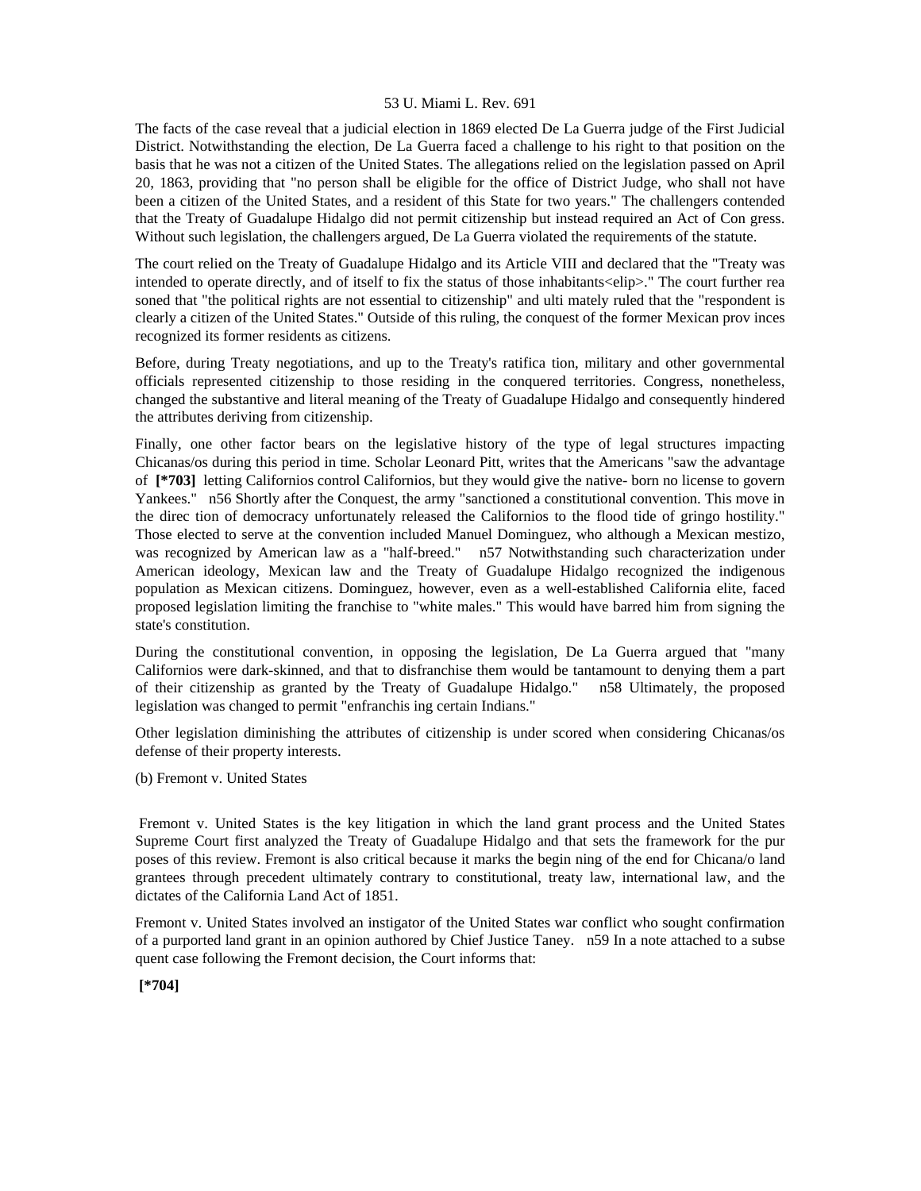The facts of the case reveal that a judicial election in 1869 elected De La Guerra judge of the First Judicial District. Notwithstanding the election, De La Guerra faced a challenge to his right to that position on the basis that he was not a citizen of the United States. The allegations relied on the legislation passed on April 20, 1863, providing that "no person shall be eligible for the office of District Judge, who shall not have been a citizen of the United States, and a resident of this State for two years." The challengers contended that the Treaty of Guadalupe Hidalgo did not permit citizenship but instead required an Act of Con gress. Without such legislation, the challengers argued, De La Guerra violated the requirements of the statute.

The court relied on the Treaty of Guadalupe Hidalgo and its Article VIII and declared that the "Treaty was intended to operate directly, and of itself to fix the status of those inhabitants<elip>." The court further rea soned that "the political rights are not essential to citizenship" and ulti mately ruled that the "respondent is clearly a citizen of the United States." Outside of this ruling, the conquest of the former Mexican prov inces recognized its former residents as citizens.

Before, during Treaty negotiations, and up to the Treaty's ratifica tion, military and other governmental officials represented citizenship to those residing in the conquered territories. Congress, nonetheless, changed the substantive and literal meaning of the Treaty of Guadalupe Hidalgo and consequently hindered the attributes deriving from citizenship.

Finally, one other factor bears on the legislative history of the type of legal structures impacting Chicanas/os during this period in time. Scholar Leonard Pitt, writes that the Americans "saw the advantage of **[*703]** letting Californios control Californios, but they would give the native- born no license to govern Yankees." n56 Shortly after the Conquest, the army "sanctioned a constitutional convention. This move in the direc tion of democracy unfortunately released the Californios to the flood tide of gringo hostility." Those elected to serve at the convention included Manuel Dominguez, who although a Mexican mestizo, was recognized by American law as a "half-breed." n57 Notwithstanding such characterization under American ideology, Mexican law and the Treaty of Guadalupe Hidalgo recognized the indigenous population as Mexican citizens. Dominguez, however, even as a well-established California elite, faced proposed legislation limiting the franchise to "white males." This would have barred him from signing the state's constitution.

During the constitutional convention, in opposing the legislation, De La Guerra argued that "many Californios were dark-skinned, and that to disfranchise them would be tantamount to denying them a part of their citizenship as granted by the Treaty of Guadalupe Hidalgo." n58 Ultimately, the proposed legislation was changed to permit "enfranchis ing certain Indians."

Other legislation diminishing the attributes of citizenship is under scored when considering Chicanas/os defense of their property interests.

(b) Fremont v. United States

Fremont v. United States is the key litigation in which the land grant process and the United States Supreme Court first analyzed the Treaty of Guadalupe Hidalgo and that sets the framework for the pur poses of this review. Fremont is also critical because it marks the begin ning of the end for Chicana/o land grantees through precedent ultimately contrary to constitutional, treaty law, international law, and the dictates of the California Land Act of 1851.

Fremont v. United States involved an instigator of the United States war conflict who sought confirmation of a purported land grant in an opinion authored by Chief Justice Taney. n59 In a note attached to a subse quent case following the Fremont decision, the Court informs that:

**[*704]**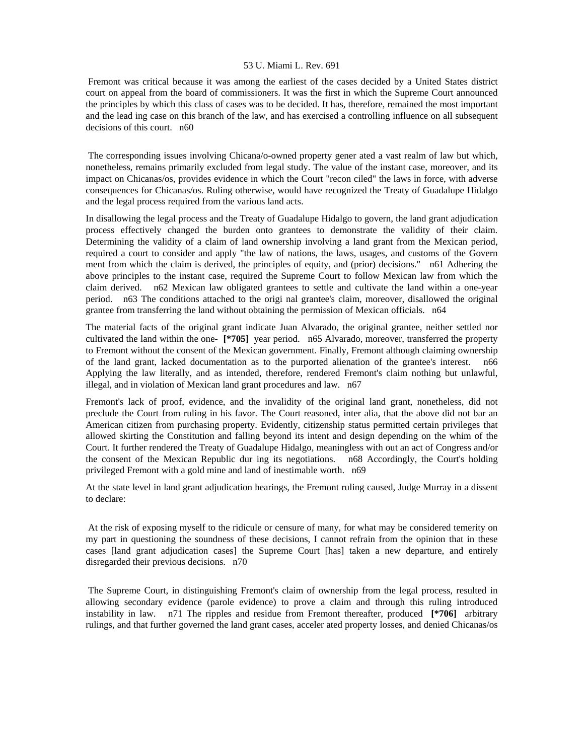Fremont was critical because it was among the earliest of the cases decided by a United States district court on appeal from the board of commissioners. It was the first in which the Supreme Court announced the principles by which this class of cases was to be decided. It has, therefore, remained the most important and the lead ing case on this branch of the law, and has exercised a controlling influence on all subsequent decisions of this court. n60

The corresponding issues involving Chicana/o-owned property gener ated a vast realm of law but which, nonetheless, remains primarily excluded from legal study. The value of the instant case, moreover, and its impact on Chicanas/os, provides evidence in which the Court "recon ciled" the laws in force, with adverse consequences for Chicanas/os. Ruling otherwise, would have recognized the Treaty of Guadalupe Hidalgo and the legal process required from the various land acts.

In disallowing the legal process and the Treaty of Guadalupe Hidalgo to govern, the land grant adjudication process effectively changed the burden onto grantees to demonstrate the validity of their claim. Determining the validity of a claim of land ownership involving a land grant from the Mexican period, required a court to consider and apply "the law of nations, the laws, usages, and customs of the Govern ment from which the claim is derived, the principles of equity, and (prior) decisions." n61 Adhering the above principles to the instant case, required the Supreme Court to follow Mexican law from which the claim derived. n62 Mexican law obligated grantees to settle and cultivate the land within a one-year period. n63 The conditions attached to the origi nal grantee's claim, moreover, disallowed the original grantee from transferring the land without obtaining the permission of Mexican officials. n64

The material facts of the original grant indicate Juan Alvarado, the original grantee, neither settled nor cultivated the land within the one- **[*705]** year period. n65 Alvarado, moreover, transferred the property to Fremont without the consent of the Mexican government. Finally, Fremont although claiming ownership of the land grant, lacked documentation as to the purported alienation of the grantee's interest. n66 Applying the law literally, and as intended, therefore, rendered Fremont's claim nothing but unlawful, illegal, and in violation of Mexican land grant procedures and law. n67

Fremont's lack of proof, evidence, and the invalidity of the original land grant, nonetheless, did not preclude the Court from ruling in his favor. The Court reasoned, inter alia, that the above did not bar an American citizen from purchasing property. Evidently, citizenship status permitted certain privileges that allowed skirting the Constitution and falling beyond its intent and design depending on the whim of the Court. It further rendered the Treaty of Guadalupe Hidalgo, meaningless with out an act of Congress and/or the consent of the Mexican Republic dur ing its negotiations. n68 Accordingly, the Court's holding privileged Fremont with a gold mine and land of inestimable worth. n69

At the state level in land grant adjudication hearings, the Fremont ruling caused, Judge Murray in a dissent to declare:

At the risk of exposing myself to the ridicule or censure of many, for what may be considered temerity on my part in questioning the soundness of these decisions, I cannot refrain from the opinion that in these cases [land grant adjudication cases] the Supreme Court [has] taken a new departure, and entirely disregarded their previous decisions. n70

The Supreme Court, in distinguishing Fremont's claim of ownership from the legal process, resulted in allowing secondary evidence (parole evidence) to prove a claim and through this ruling introduced instability in law. n71 The ripples and residue from Fremont thereafter, produced **[*706]** arbitrary rulings, and that further governed the land grant cases, acceler ated property losses, and denied Chicanas/os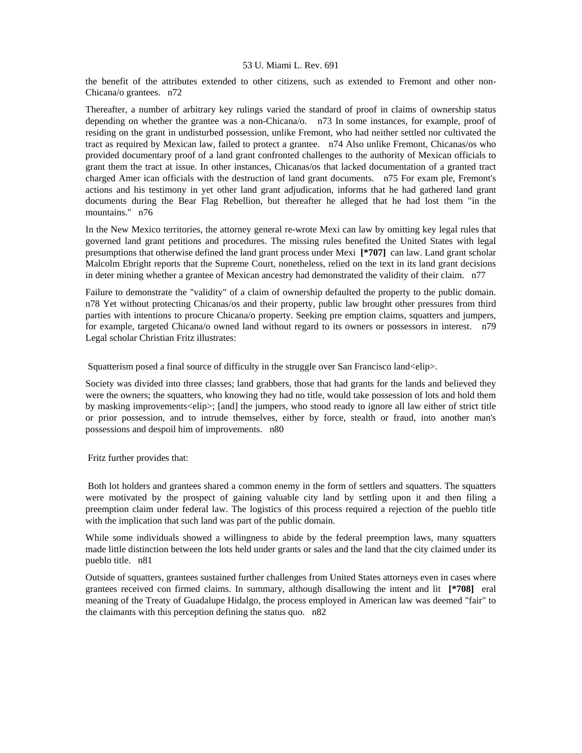the benefit of the attributes extended to other citizens, such as extended to Fremont and other non-Chicana/o grantees. n72

Thereafter, a number of arbitrary key rulings varied the standard of proof in claims of ownership status depending on whether the grantee was a non-Chicana/o. n73 In some instances, for example, proof of residing on the grant in undisturbed possession, unlike Fremont, who had neither settled nor cultivated the tract as required by Mexican law, failed to protect a grantee. n74 Also unlike Fremont, Chicanas/os who provided documentary proof of a land grant confronted challenges to the authority of Mexican officials to grant them the tract at issue. In other instances, Chicanas/os that lacked documentation of a granted tract charged Amer ican officials with the destruction of land grant documents. n75 For exam ple, Fremont's actions and his testimony in yet other land grant adjudication, informs that he had gathered land grant documents during the Bear Flag Rebellion, but thereafter he alleged that he had lost them "in the mountains." n76

In the New Mexico territories, the attorney general re-wrote Mexi can law by omitting key legal rules that governed land grant petitions and procedures. The missing rules benefited the United States with legal presumptions that otherwise defined the land grant process under Mexi **[*707]** can law. Land grant scholar Malcolm Ebright reports that the Supreme Court, nonetheless, relied on the text in its land grant decisions in deter mining whether a grantee of Mexican ancestry had demonstrated the validity of their claim. n77

Failure to demonstrate the "validity" of a claim of ownership defaulted the property to the public domain. n78 Yet without protecting Chicanas/os and their property, public law brought other pressures from third parties with intentions to procure Chicana/o property. Seeking pre emption claims, squatters and jumpers, for example, targeted Chicana/o owned land without regard to its owners or possessors in interest. n79 Legal scholar Christian Fritz illustrates:

> Squatterism posed a final source of difficulty in the struggle over San Francisco land<elip>.
>
> Society was divided into three classes; land grabbers, those that had grants for the lands and believed they were the owners; the squatters, who knowing they had no title, would take possession of lots and hold them by masking improvements<elip>; [and] the jumpers, who stood ready to ignore all law either of strict title or prior possession, and to intrude themselves, either by force, stealth or fraud, into another man's possessions and despoil him of improvements. n80

Fritz further provides that:

> Both lot holders and grantees shared a common enemy in the form of settlers and squatters. The squatters were motivated by the prospect of gaining valuable city land by settling upon it and then filing a preemption claim under federal law. The logistics of this process required a rejection of the pueblo title with the implication that such land was part of the public domain.
>
> While some individuals showed a willingness to abide by the federal preemption laws, many squatters made little distinction between the lots held under grants or sales and the land that the city claimed under its pueblo title. n81

Outside of squatters, grantees sustained further challenges from United States attorneys even in cases where grantees received con firmed claims. In summary, although disallowing the intent and lit **[*708]** eral meaning of the Treaty of Guadalupe Hidalgo, the process employed in American law was deemed "fair" to the claimants with this perception defining the status quo. n82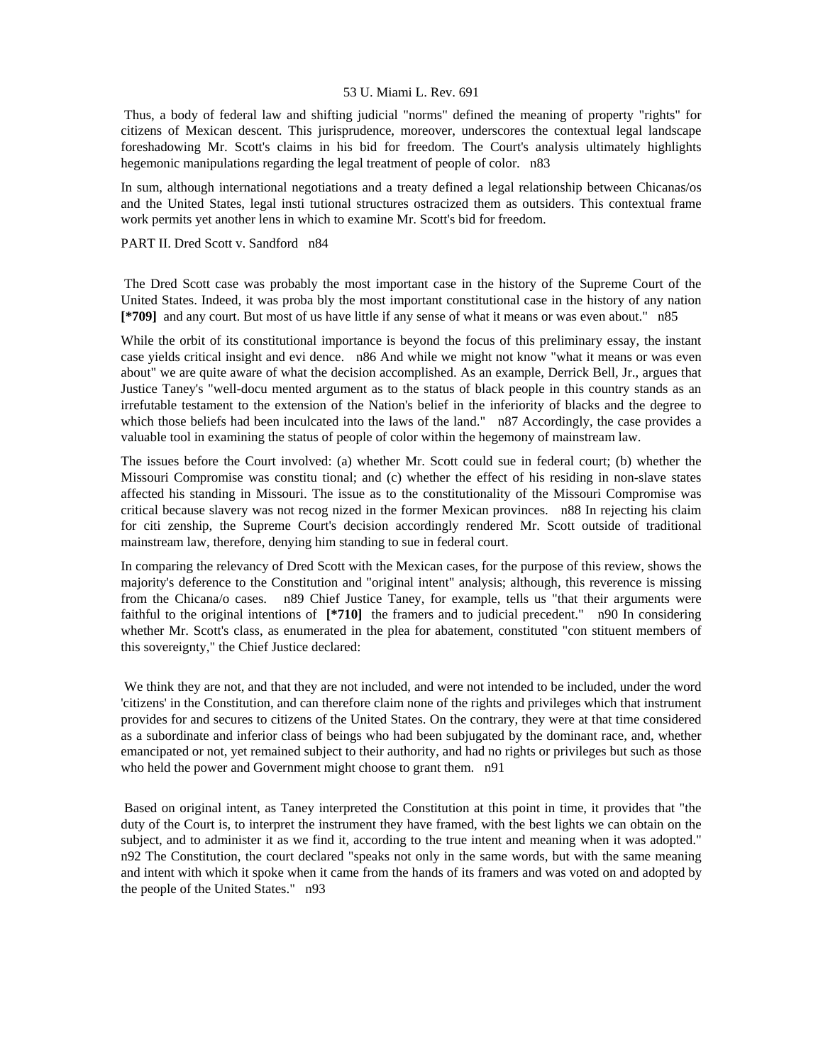Thus, a body of federal law and shifting judicial "norms" defined the meaning of property "rights" for citizens of Mexican descent. This jurisprudence, moreover, underscores the contextual legal landscape foreshadowing Mr. Scott's claims in his bid for freedom. The Court's analysis ultimately highlights hegemonic manipulations regarding the legal treatment of people of color. n83

In sum, although international negotiations and a treaty defined a legal relationship between Chicanas/os and the United States, legal insti tutional structures ostracized them as outsiders. This contextual frame work permits yet another lens in which to examine Mr. Scott's bid for freedom.

PART II. Dred Scott v. Sandford n84

The Dred Scott case was probably the most important case in the history of the Supreme Court of the United States. Indeed, it was proba bly the most important constitutional case in the history of any nation **[*709]** and any court. But most of us have little if any sense of what it means or was even about." n85

While the orbit of its constitutional importance is beyond the focus of this preliminary essay, the instant case yields critical insight and evi dence. n86 And while we might not know "what it means or was even about" we are quite aware of what the decision accomplished. As an example, Derrick Bell, Jr., argues that Justice Taney's "well-docu mented argument as to the status of black people in this country stands as an irrefutable testament to the extension of the Nation's belief in the inferiority of blacks and the degree to which those beliefs had been inculcated into the laws of the land." n87 Accordingly, the case provides a valuable tool in examining the status of people of color within the hegemony of mainstream law.

The issues before the Court involved: (a) whether Mr. Scott could sue in federal court; (b) whether the Missouri Compromise was constitu tional; and (c) whether the effect of his residing in non-slave states affected his standing in Missouri. The issue as to the constitutionality of the Missouri Compromise was critical because slavery was not recog nized in the former Mexican provinces. n88 In rejecting his claim for citi zenship, the Supreme Court's decision accordingly rendered Mr. Scott outside of traditional mainstream law, therefore, denying him standing to sue in federal court.

In comparing the relevancy of Dred Scott with the Mexican cases, for the purpose of this review, shows the majority's deference to the Constitution and "original intent" analysis; although, this reverence is missing from the Chicana/o cases. n89 Chief Justice Taney, for example, tells us "that their arguments were faithful to the original intentions of **[*710]** the framers and to judicial precedent." n90 In considering whether Mr. Scott's class, as enumerated in the plea for abatement, constituted "con stituent members of this sovereignty," the Chief Justice declared:

> We think they are not, and that they are not included, and were not intended to be included, under the word 'citizens' in the Constitution, and can therefore claim none of the rights and privileges which that instrument provides for and secures to citizens of the United States. On the contrary, they were at that time considered as a subordinate and inferior class of beings who had been subjugated by the dominant race, and, whether emancipated or not, yet remained subject to their authority, and had no rights or privileges but such as those who held the power and Government might choose to grant them. n91

Based on original intent, as Taney interpreted the Constitution at this point in time, it provides that "the duty of the Court is, to interpret the instrument they have framed, with the best lights we can obtain on the subject, and to administer it as we find it, according to the true intent and meaning when it was adopted." n92 The Constitution, the court declared "speaks not only in the same words, but with the same meaning and intent with which it spoke when it came from the hands of its framers and was voted on and adopted by the people of the United States." n93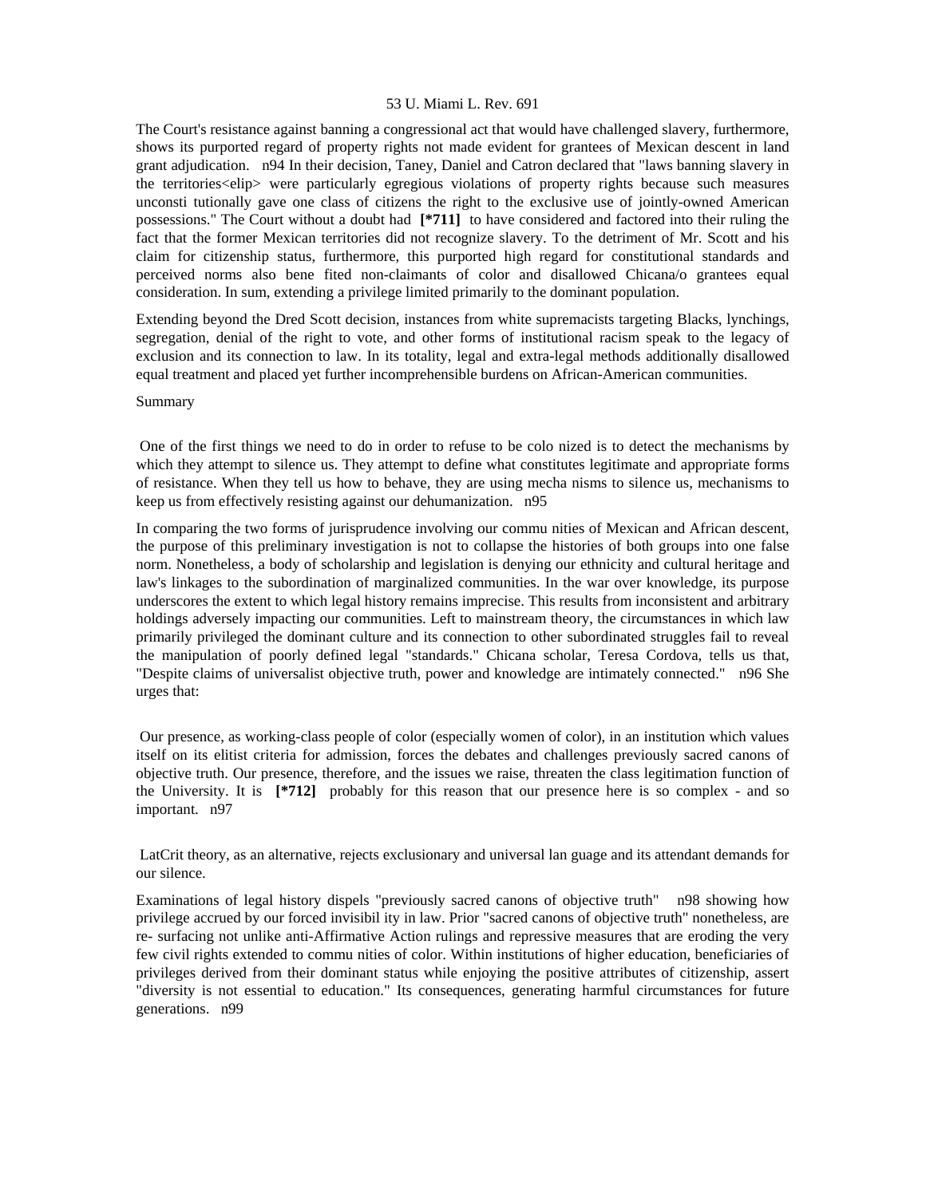The Court's resistance against banning a congressional act that would have challenged slavery, furthermore, shows its purported regard of property rights not made evident for grantees of Mexican descent in land grant adjudication. n94 In their decision, Taney, Daniel and Catron declared that "laws banning slavery in the territories<elip> were particularly egregious violations of property rights because such measures unconsti tutionally gave one class of citizens the right to the exclusive use of jointly-owned American possessions." The Court without a doubt had **[*711]** to have considered and factored into their ruling the fact that the former Mexican territories did not recognize slavery. To the detriment of Mr. Scott and his claim for citizenship status, furthermore, this purported high regard for constitutional standards and perceived norms also bene fited non-claimants of color and disallowed Chicana/o grantees equal consideration. In sum, extending a privilege limited primarily to the dominant population.

Extending beyond the Dred Scott decision, instances from white supremacists targeting Blacks, lynchings, segregation, denial of the right to vote, and other forms of institutional racism speak to the legacy of exclusion and its connection to law. In its totality, legal and extra-legal methods additionally disallowed equal treatment and placed yet further incomprehensible burdens on African-American communities.

Summary

> One of the first things we need to do in order to refuse to be colo nized is to detect the mechanisms by which they attempt to silence us. They attempt to define what constitutes legitimate and appropriate forms of resistance. When they tell us how to behave, they are using mecha nisms to silence us, mechanisms to keep us from effectively resisting against our dehumanization. n95

In comparing the two forms of jurisprudence involving our commu nities of Mexican and African descent, the purpose of this preliminary investigation is not to collapse the histories of both groups into one false norm. Nonetheless, a body of scholarship and legislation is denying our ethnicity and cultural heritage and law's linkages to the subordination of marginalized communities. In the war over knowledge, its purpose underscores the extent to which legal history remains imprecise. This results from inconsistent and arbitrary holdings adversely impacting our communities. Left to mainstream theory, the circumstances in which law primarily privileged the dominant culture and its connection to other subordinated struggles fail to reveal the manipulation of poorly defined legal "standards." Chicana scholar, Teresa Cordova, tells us that, "Despite claims of universalist objective truth, power and knowledge are intimately connected." n96 She urges that:

> Our presence, as working-class people of color (especially women of color), in an institution which values itself on its elitist criteria for admission, forces the debates and challenges previously sacred canons of objective truth. Our presence, therefore, and the issues we raise, threaten the class legitimation function of the University. It is **[*712]** probably for this reason that our presence here is so complex - and so important. n97

LatCrit theory, as an alternative, rejects exclusionary and universal lan guage and its attendant demands for our silence.

Examinations of legal history dispels "previously sacred canons of objective truth" n98 showing how privilege accrued by our forced invisibil ity in law. Prior "sacred canons of objective truth" nonetheless, are re- surfacing not unlike anti-Affirmative Action rulings and repressive measures that are eroding the very few civil rights extended to commu nities of color. Within institutions of higher education, beneficiaries of privileges derived from their dominant status while enjoying the positive attributes of citizenship, assert "diversity is not essential to education." Its consequences, generating harmful circumstances for future generations. n99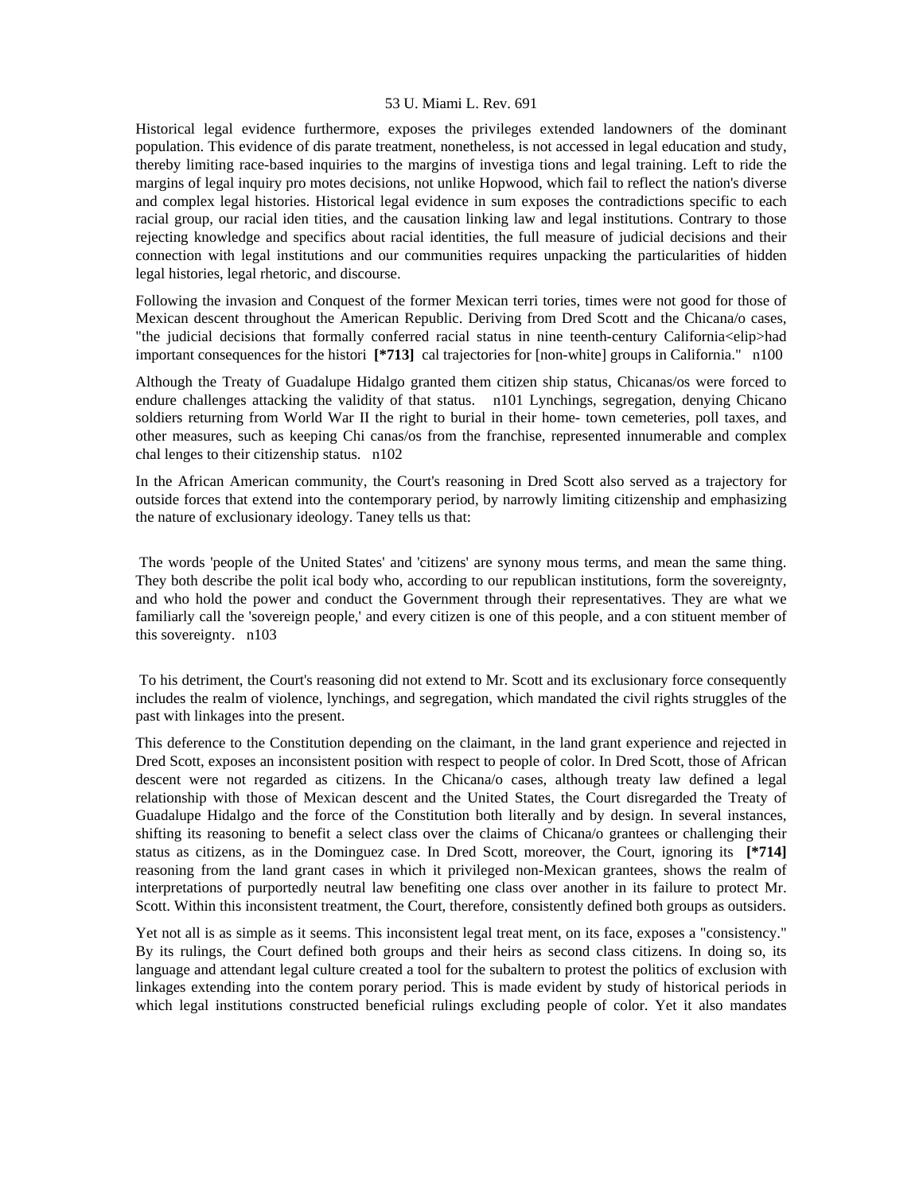Historical legal evidence furthermore, exposes the privileges extended landowners of the dominant population. This evidence of dis parate treatment, nonetheless, is not accessed in legal education and study, thereby limiting race-based inquiries to the margins of investiga tions and legal training. Left to ride the margins of legal inquiry pro motes decisions, not unlike Hopwood, which fail to reflect the nation's diverse and complex legal histories. Historical legal evidence in sum exposes the contradictions specific to each racial group, our racial iden tities, and the causation linking law and legal institutions. Contrary to those rejecting knowledge and specifics about racial identities, the full measure of judicial decisions and their connection with legal institutions and our communities requires unpacking the particularities of hidden legal histories, legal rhetoric, and discourse.

Following the invasion and Conquest of the former Mexican terri tories, times were not good for those of Mexican descent throughout the American Republic. Deriving from Dred Scott and the Chicana/o cases, "the judicial decisions that formally conferred racial status in nine teenth-century California<elip>had important consequences for the histori **[*713]** cal trajectories for [non-white] groups in California." n100

Although the Treaty of Guadalupe Hidalgo granted them citizen ship status, Chicanas/os were forced to endure challenges attacking the validity of that status. n101 Lynchings, segregation, denying Chicano soldiers returning from World War II the right to burial in their home- town cemeteries, poll taxes, and other measures, such as keeping Chi canas/os from the franchise, represented innumerable and complex chal lenges to their citizenship status. n102

In the African American community, the Court's reasoning in Dred Scott also served as a trajectory for outside forces that extend into the contemporary period, by narrowly limiting citizenship and emphasizing the nature of exclusionary ideology. Taney tells us that:

> The words 'people of the United States' and 'citizens' are synony mous terms, and mean the same thing. They both describe the polit ical body who, according to our republican institutions, form the sovereignty, and who hold the power and conduct the Government through their representatives. They are what we familiarly call the 'sovereign people,' and every citizen is one of this people, and a con stituent member of this sovereignty. n103

To his detriment, the Court's reasoning did not extend to Mr. Scott and its exclusionary force consequently includes the realm of violence, lynchings, and segregation, which mandated the civil rights struggles of the past with linkages into the present.

This deference to the Constitution depending on the claimant, in the land grant experience and rejected in Dred Scott, exposes an inconsistent position with respect to people of color. In Dred Scott, those of African descent were not regarded as citizens. In the Chicana/o cases, although treaty law defined a legal relationship with those of Mexican descent and the United States, the Court disregarded the Treaty of Guadalupe Hidalgo and the force of the Constitution both literally and by design. In several instances, shifting its reasoning to benefit a select class over the claims of Chicana/o grantees or challenging their status as citizens, as in the Dominguez case. In Dred Scott, moreover, the Court, ignoring its **[*714]** reasoning from the land grant cases in which it privileged non-Mexican grantees, shows the realm of interpretations of purportedly neutral law benefiting one class over another in its failure to protect Mr. Scott. Within this inconsistent treatment, the Court, therefore, consistently defined both groups as outsiders.

Yet not all is as simple as it seems. This inconsistent legal treat ment, on its face, exposes a "consistency." By its rulings, the Court defined both groups and their heirs as second class citizens. In doing so, its language and attendant legal culture created a tool for the subaltern to protest the politics of exclusion with linkages extending into the contem porary period. This is made evident by study of historical periods in which legal institutions constructed beneficial rulings excluding people of color. Yet it also mandates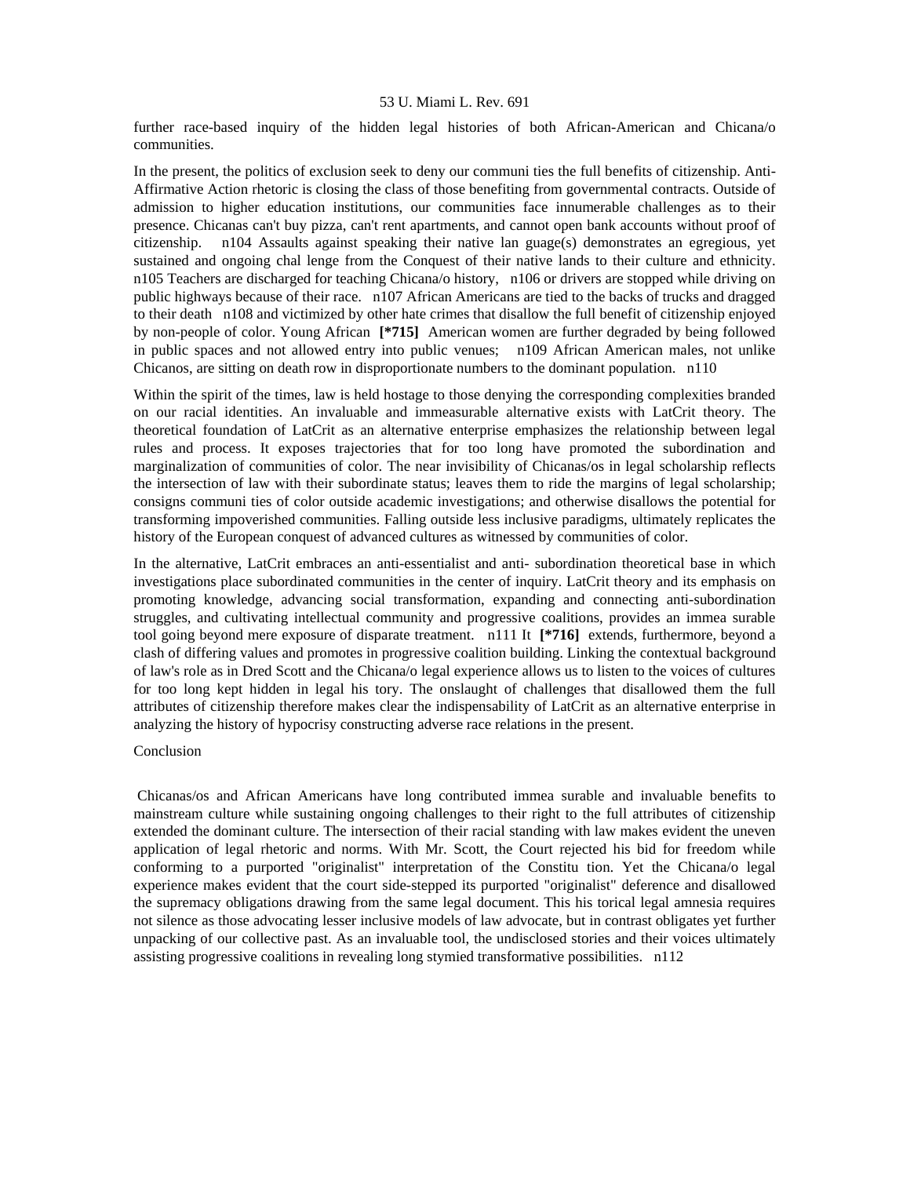further race-based inquiry of the hidden legal histories of both African-American and Chicana/o communities.

In the present, the politics of exclusion seek to deny our communi ties the full benefits of citizenship. Anti-Affirmative Action rhetoric is closing the class of those benefiting from governmental contracts. Outside of admission to higher education institutions, our communities face innumerable challenges as to their presence. Chicanas can't buy pizza, can't rent apartments, and cannot open bank accounts without proof of citizenship. n104 Assaults against speaking their native lan guage(s) demonstrates an egregious, yet sustained and ongoing chal lenge from the Conquest of their native lands to their culture and ethnicity. n105 Teachers are discharged for teaching Chicana/o history, n106 or drivers are stopped while driving on public highways because of their race. n107 African Americans are tied to the backs of trucks and dragged to their death n108 and victimized by other hate crimes that disallow the full benefit of citizenship enjoyed by non-people of color. Young African **[*715]** American women are further degraded by being followed in public spaces and not allowed entry into public venues; n109 African American males, not unlike Chicanos, are sitting on death row in disproportionate numbers to the dominant population. n110

Within the spirit of the times, law is held hostage to those denying the corresponding complexities branded on our racial identities. An invaluable and immeasurable alternative exists with LatCrit theory. The theoretical foundation of LatCrit as an alternative enterprise emphasizes the relationship between legal rules and process. It exposes trajectories that for too long have promoted the subordination and marginalization of communities of color. The near invisibility of Chicanas/os in legal scholarship reflects the intersection of law with their subordinate status; leaves them to ride the margins of legal scholarship; consigns communi ties of color outside academic investigations; and otherwise disallows the potential for transforming impoverished communities. Falling outside less inclusive paradigms, ultimately replicates the history of the European conquest of advanced cultures as witnessed by communities of color.

In the alternative, LatCrit embraces an anti-essentialist and anti- subordination theoretical base in which investigations place subordinated communities in the center of inquiry. LatCrit theory and its emphasis on promoting knowledge, advancing social transformation, expanding and connecting anti-subordination struggles, and cultivating intellectual community and progressive coalitions, provides an immea surable tool going beyond mere exposure of disparate treatment. n111 It **[*716]** extends, furthermore, beyond a clash of differing values and promotes in progressive coalition building. Linking the contextual background of law's role as in Dred Scott and the Chicana/o legal experience allows us to listen to the voices of cultures for too long kept hidden in legal his tory. The onslaught of challenges that disallowed them the full attributes of citizenship therefore makes clear the indispensability of LatCrit as an alternative enterprise in analyzing the history of hypocrisy constructing adverse race relations in the present.

## Conclusion

Chicanas/os and African Americans have long contributed immea surable and invaluable benefits to mainstream culture while sustaining ongoing challenges to their right to the full attributes of citizenship extended the dominant culture. The intersection of their racial standing with law makes evident the uneven application of legal rhetoric and norms. With Mr. Scott, the Court rejected his bid for freedom while conforming to a purported "originalist" interpretation of the Constitu tion. Yet the Chicana/o legal experience makes evident that the court side-stepped its purported "originalist" deference and disallowed the supremacy obligations drawing from the same legal document. This his torical legal amnesia requires not silence as those advocating lesser inclusive models of law advocate, but in contrast obligates yet further unpacking of our collective past. As an invaluable tool, the undisclosed stories and their voices ultimately assisting progressive coalitions in revealing long stymied transformative possibilities. n112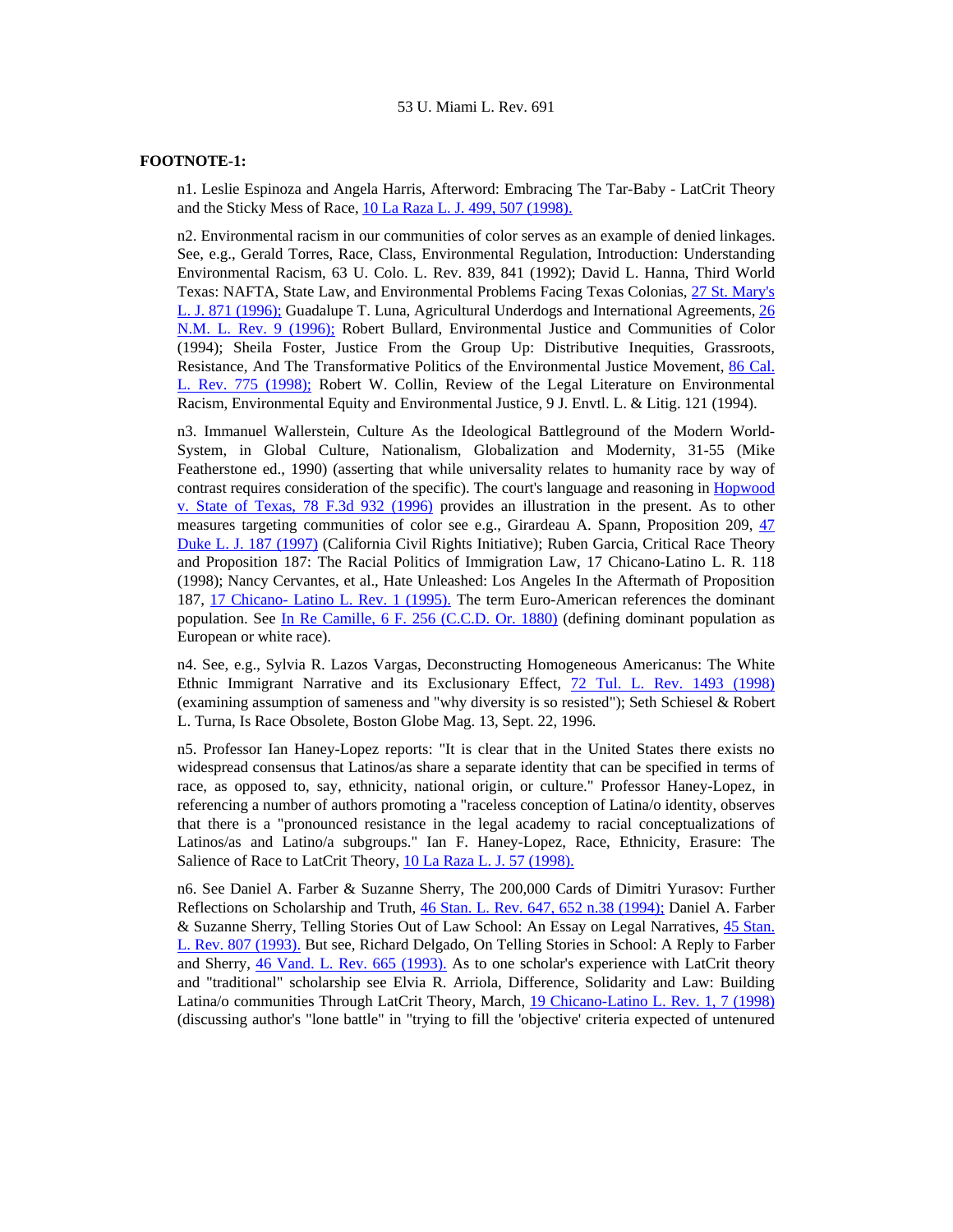**FOOTNOTE-1:**

n1. Leslie Espinoza and Angela Harris, Afterword: Embracing The Tar-Baby - LatCrit Theory and the Sticky Mess of Race, 10 La Raza L. J. 499, 507 (1998).

n2. Environmental racism in our communities of color serves as an example of denied linkages. See, e.g., Gerald Torres, Race, Class, Environmental Regulation, Introduction: Understanding Environmental Racism, 63 U. Colo. L. Rev. 839, 841 (1992); David L. Hanna, Third World Texas: NAFTA, State Law, and Environmental Problems Facing Texas Colonias, 27 St. Mary's L. J. 871 (1996); Guadalupe T. Luna, Agricultural Underdogs and International Agreements, 26 N.M. L. Rev. 9 (1996); Robert Bullard, Environmental Justice and Communities of Color (1994); Sheila Foster, Justice From the Group Up: Distributive Inequities, Grassroots, Resistance, And The Transformative Politics of the Environmental Justice Movement, 86 Cal. L. Rev. 775 (1998); Robert W. Collin, Review of the Legal Literature on Environmental Racism, Environmental Equity and Environmental Justice, 9 J. Envtl. L. & Litig. 121 (1994).

n3. Immanuel Wallerstein, Culture As the Ideological Battleground of the Modern World-System, in Global Culture, Nationalism, Globalization and Modernity, 31-55 (Mike Featherstone ed., 1990) (asserting that while universality relates to humanity race by way of contrast requires consideration of the specific). The court's language and reasoning in Hopwood v. State of Texas, 78 F.3d 932 (1996) provides an illustration in the present. As to other measures targeting communities of color see e.g., Girardeau A. Spann, Proposition 209, 47 Duke L. J. 187 (1997) (California Civil Rights Initiative); Ruben Garcia, Critical Race Theory and Proposition 187: The Racial Politics of Immigration Law, 17 Chicano-Latino L. R. 118 (1998); Nancy Cervantes, et al., Hate Unleashed: Los Angeles In the Aftermath of Proposition 187, 17 Chicano- Latino L. Rev. 1 (1995). The term Euro-American references the dominant population. See In Re Camille, 6 F. 256 (C.C.D. Or. 1880) (defining dominant population as European or white race).

n4. See, e.g., Sylvia R. Lazos Vargas, Deconstructing Homogeneous Americanus: The White Ethnic Immigrant Narrative and its Exclusionary Effect, 72 Tul. L. Rev. 1493 (1998) (examining assumption of sameness and "why diversity is so resisted"); Seth Schiesel & Robert L. Turna, Is Race Obsolete, Boston Globe Mag. 13, Sept. 22, 1996.

n5. Professor Ian Haney-Lopez reports: "It is clear that in the United States there exists no widespread consensus that Latinos/as share a separate identity that can be specified in terms of race, as opposed to, say, ethnicity, national origin, or culture." Professor Haney-Lopez, in referencing a number of authors promoting a "raceless conception of Latina/o identity, observes that there is a "pronounced resistance in the legal academy to racial conceptualizations of Latinos/as and Latino/a subgroups." Ian F. Haney-Lopez, Race, Ethnicity, Erasure: The Salience of Race to LatCrit Theory, 10 La Raza L. J. 57 (1998).

n6. See Daniel A. Farber & Suzanne Sherry, The 200,000 Cards of Dimitri Yurasov: Further Reflections on Scholarship and Truth, 46 Stan. L. Rev. 647, 652 n.38 (1994); Daniel A. Farber & Suzanne Sherry, Telling Stories Out of Law School: An Essay on Legal Narratives, 45 Stan. L. Rev. 807 (1993). But see, Richard Delgado, On Telling Stories in School: A Reply to Farber and Sherry, 46 Vand. L. Rev. 665 (1993). As to one scholar's experience with LatCrit theory and "traditional" scholarship see Elvia R. Arriola, Difference, Solidarity and Law: Building Latina/o communities Through LatCrit Theory, March, 19 Chicano-Latino L. Rev. 1, 7 (1998) (discussing author's "lone battle" in "trying to fill the 'objective' criteria expected of untenured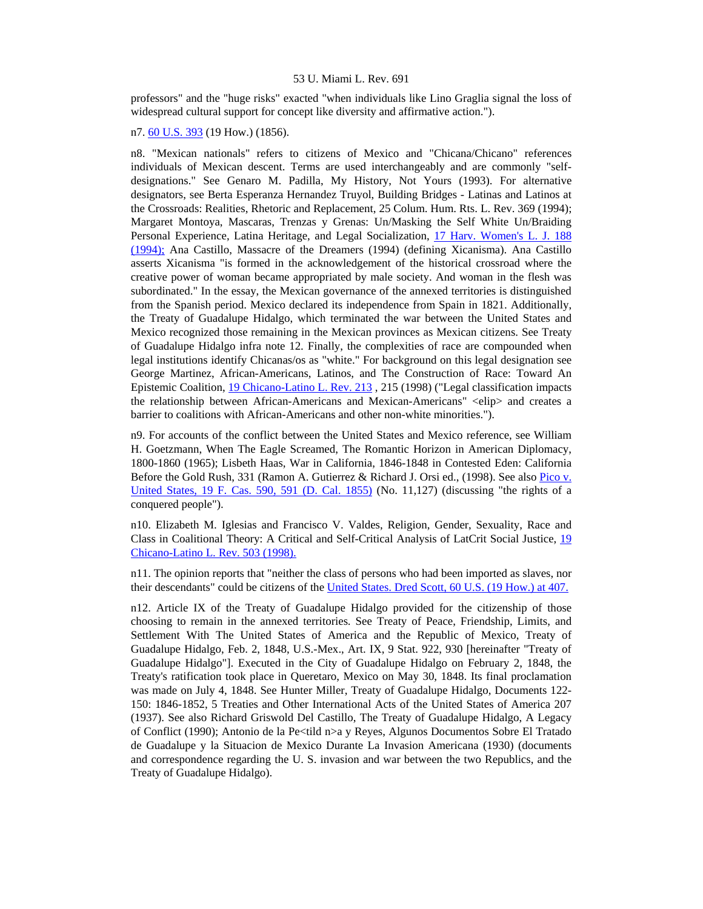professors" and the "huge risks" exacted "when individuals like Lino Graglia signal the loss of widespread cultural support for concept like diversity and affirmative action.").

n7. 60 U.S. 393 (19 How.) (1856).

n8. "Mexican nationals" refers to citizens of Mexico and "Chicana/Chicano" references individuals of Mexican descent. Terms are used interchangeably and are commonly "self-designations." See Genaro M. Padilla, My History, Not Yours (1993). For alternative designators, see Berta Esperanza Hernandez Truyol, Building Bridges - Latinas and Latinos at the Crossroads: Realities, Rhetoric and Replacement, 25 Colum. Hum. Rts. L. Rev. 369 (1994); Margaret Montoya, Mascaras, Trenzas y Grenas: Un/Masking the Self White Un/Braiding Personal Experience, Latina Heritage, and Legal Socialization, 17 Harv. Women's L. J. 188 (1994); Ana Castillo, Massacre of the Dreamers (1994) (defining Xicanisma). Ana Castillo asserts Xicanisma "is formed in the acknowledgement of the historical crossroad where the creative power of woman became appropriated by male society. And woman in the flesh was subordinated." In the essay, the Mexican governance of the annexed territories is distinguished from the Spanish period. Mexico declared its independence from Spain in 1821. Additionally, the Treaty of Guadalupe Hidalgo, which terminated the war between the United States and Mexico recognized those remaining in the Mexican provinces as Mexican citizens. See Treaty of Guadalupe Hidalgo infra note 12. Finally, the complexities of race are compounded when legal institutions identify Chicanas/os as "white." For background on this legal designation see George Martinez, African-Americans, Latinos, and The Construction of Race: Toward An Epistemic Coalition, 19 Chicano-Latino L. Rev. 213 , 215 (1998) ("Legal classification impacts the relationship between African-Americans and Mexican-Americans" <elip> and creates a barrier to coalitions with African-Americans and other non-white minorities.").

n9. For accounts of the conflict between the United States and Mexico reference, see William H. Goetzmann, When The Eagle Screamed, The Romantic Horizon in American Diplomacy, 1800-1860 (1965); Lisbeth Haas, War in California, 1846-1848 in Contested Eden: California Before the Gold Rush, 331 (Ramon A. Gutierrez & Richard J. Orsi ed., (1998). See also Pico v. United States, 19 F. Cas. 590, 591 (D. Cal. 1855) (No. 11,127) (discussing "the rights of a conquered people").

n10. Elizabeth M. Iglesias and Francisco V. Valdes, Religion, Gender, Sexuality, Race and Class in Coalitional Theory: A Critical and Self-Critical Analysis of LatCrit Social Justice, 19 Chicano-Latino L. Rev. 503 (1998).

n11. The opinion reports that "neither the class of persons who had been imported as slaves, nor their descendants" could be citizens of the United States. Dred Scott, 60 U.S. (19 How.) at 407.

n12. Article IX of the Treaty of Guadalupe Hidalgo provided for the citizenship of those choosing to remain in the annexed territories. See Treaty of Peace, Friendship, Limits, and Settlement With The United States of America and the Republic of Mexico, Treaty of Guadalupe Hidalgo, Feb. 2, 1848, U.S.-Mex., Art. IX, 9 Stat. 922, 930 [hereinafter "Treaty of Guadalupe Hidalgo"]. Executed in the City of Guadalupe Hidalgo on February 2, 1848, the Treaty's ratification took place in Queretaro, Mexico on May 30, 1848. Its final proclamation was made on July 4, 1848. See Hunter Miller, Treaty of Guadalupe Hidalgo, Documents 122-150: 1846-1852, 5 Treaties and Other International Acts of the United States of America 207 (1937). See also Richard Griswold Del Castillo, The Treaty of Guadalupe Hidalgo, A Legacy of Conflict (1990); Antonio de la Pe<tild n>a y Reyes, Algunos Documentos Sobre El Tratado de Guadalupe y la Situacion de Mexico Durante La Invasion Americana (1930) (documents and correspondence regarding the U. S. invasion and war between the two Republics, and the Treaty of Guadalupe Hidalgo).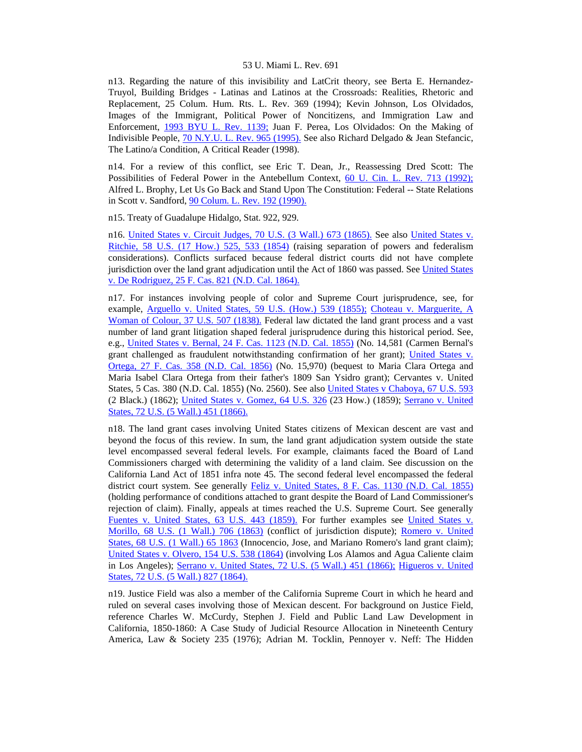n13. Regarding the nature of this invisibility and LatCrit theory, see Berta E. Hernandez-Truyol, Building Bridges - Latinas and Latinos at the Crossroads: Realities, Rhetoric and Replacement, 25 Colum. Hum. Rts. L. Rev. 369 (1994); Kevin Johnson, Los Olvidados, Images of the Immigrant, Political Power of Noncitizens, and Immigration Law and Enforcement, 1993 BYU L. Rev. 1139; Juan F. Perea, Los Olvidados: On the Making of Indivisible People, 70 N.Y.U. L. Rev. 965 (1995). See also Richard Delgado & Jean Stefancic, The Latino/a Condition, A Critical Reader (1998).

n14. For a review of this conflict, see Eric T. Dean, Jr., Reassessing Dred Scott: The Possibilities of Federal Power in the Antebellum Context, 60 U. Cin. L. Rev. 713 (1992); Alfred L. Brophy, Let Us Go Back and Stand Upon The Constitution: Federal -- State Relations in Scott v. Sandford, 90 Colum. L. Rev. 192 (1990).

n15. Treaty of Guadalupe Hidalgo, Stat. 922, 929.

n16. United States v. Circuit Judges, 70 U.S. (3 Wall.) 673 (1865). See also United States v. Ritchie, 58 U.S. (17 How.) 525, 533 (1854) (raising separation of powers and federalism considerations). Conflicts surfaced because federal district courts did not have complete jurisdiction over the land grant adjudication until the Act of 1860 was passed. See United States v. De Rodriguez, 25 F. Cas. 821 (N.D. Cal. 1864).

n17. For instances involving people of color and Supreme Court jurisprudence, see, for example, Arguello v. United States, 59 U.S. (How.) 539 (1855); Choteau v. Marguerite, A Woman of Colour, 37 U.S. 507 (1838). Federal law dictated the land grant process and a vast number of land grant litigation shaped federal jurisprudence during this historical period. See, e.g., United States v. Bernal, 24 F. Cas. 1123 (N.D. Cal. 1855) (No. 14,581 (Carmen Bernal's grant challenged as fraudulent notwithstanding confirmation of her grant); United States v. Ortega, 27 F. Cas. 358 (N.D. Cal. 1856) (No. 15,970) (bequest to Maria Clara Ortega and Maria Isabel Clara Ortega from their father's 1809 San Ysidro grant); Cervantes v. United States, 5 Cas. 380 (N.D. Cal. 1855) (No. 2560). See also United States v Chaboya, 67 U.S. 593 (2 Black.) (1862); United States v. Gomez, 64 U.S. 326 (23 How.) (1859); Serrano v. United States, 72 U.S. (5 Wall.) 451 (1866).

n18. The land grant cases involving United States citizens of Mexican descent are vast and beyond the focus of this review. In sum, the land grant adjudication system outside the state level encompassed several federal levels. For example, claimants faced the Board of Land Commissioners charged with determining the validity of a land claim. See discussion on the California Land Act of 1851 infra note 45. The second federal level encompassed the federal district court system. See generally Feliz v. United States, 8 F. Cas. 1130 (N.D. Cal. 1855) (holding performance of conditions attached to grant despite the Board of Land Commissioner's rejection of claim). Finally, appeals at times reached the U.S. Supreme Court. See generally Fuentes v. United States, 63 U.S. 443 (1859). For further examples see United States v. Morillo, 68 U.S. (1 Wall.) 706 (1863) (conflict of jurisdiction dispute); Romero v. United States, 68 U.S. (1 Wall.) 65 1863 (Innocencio, Jose, and Mariano Romero's land grant claim); United States v. Olvero, 154 U.S. 538 (1864) (involving Los Alamos and Agua Caliente claim in Los Angeles); Serrano v. United States, 72 U.S. (5 Wall.) 451 (1866); Higueros v. United States, 72 U.S. (5 Wall.) 827 (1864).

n19. Justice Field was also a member of the California Supreme Court in which he heard and ruled on several cases involving those of Mexican descent. For background on Justice Field, reference Charles W. McCurdy, Stephen J. Field and Public Land Law Development in California, 1850-1860: A Case Study of Judicial Resource Allocation in Nineteenth Century America, Law & Society 235 (1976); Adrian M. Tocklin, Pennoyer v. Neff: The Hidden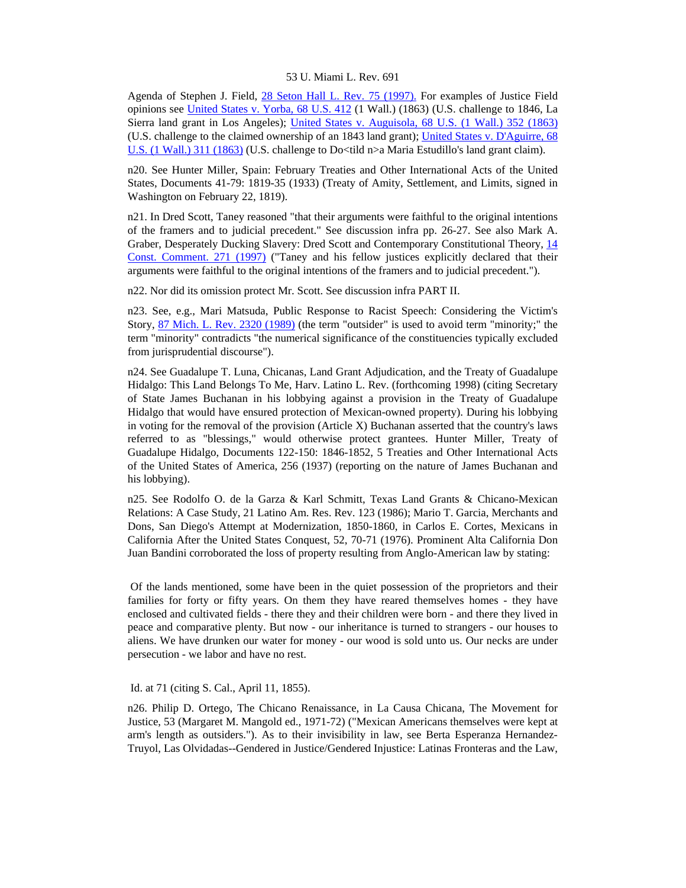Agenda of Stephen J. Field, 28 Seton Hall L. Rev. 75 (1997). For examples of Justice Field opinions see United States v. Yorba, 68 U.S. 412 (1 Wall.) (1863) (U.S. challenge to 1846, La Sierra land grant in Los Angeles); United States v. Auguisola, 68 U.S. (1 Wall.) 352 (1863) (U.S. challenge to the claimed ownership of an 1843 land grant); United States v. D'Aguirre, 68 U.S. (1 Wall.) 311 (1863) (U.S. challenge to Do<tild n>a Maria Estudillo's land grant claim).

n20. See Hunter Miller, Spain: February Treaties and Other International Acts of the United States, Documents 41-79: 1819-35 (1933) (Treaty of Amity, Settlement, and Limits, signed in Washington on February 22, 1819).

n21. In Dred Scott, Taney reasoned "that their arguments were faithful to the original intentions of the framers and to judicial precedent." See discussion infra pp. 26-27. See also Mark A. Graber, Desperately Ducking Slavery: Dred Scott and Contemporary Constitutional Theory, 14 Const. Comment. 271 (1997) ("Taney and his fellow justices explicitly declared that their arguments were faithful to the original intentions of the framers and to judicial precedent.").

n22. Nor did its omission protect Mr. Scott. See discussion infra PART II.

n23. See, e.g., Mari Matsuda, Public Response to Racist Speech: Considering the Victim's Story, 87 Mich. L. Rev. 2320 (1989) (the term "outsider" is used to avoid term "minority;" the term "minority" contradicts "the numerical significance of the constituencies typically excluded from jurisprudential discourse").

n24. See Guadalupe T. Luna, Chicanas, Land Grant Adjudication, and the Treaty of Guadalupe Hidalgo: This Land Belongs To Me, Harv. Latino L. Rev. (forthcoming 1998) (citing Secretary of State James Buchanan in his lobbying against a provision in the Treaty of Guadalupe Hidalgo that would have ensured protection of Mexican-owned property). During his lobbying in voting for the removal of the provision (Article X) Buchanan asserted that the country's laws referred to as "blessings," would otherwise protect grantees. Hunter Miller, Treaty of Guadalupe Hidalgo, Documents 122-150: 1846-1852, 5 Treaties and Other International Acts of the United States of America, 256 (1937) (reporting on the nature of James Buchanan and his lobbying).

n25. See Rodolfo O. de la Garza & Karl Schmitt, Texas Land Grants & Chicano-Mexican Relations: A Case Study, 21 Latino Am. Res. Rev. 123 (1986); Mario T. Garcia, Merchants and Dons, San Diego's Attempt at Modernization, 1850-1860, in Carlos E. Cortes, Mexicans in California After the United States Conquest, 52, 70-71 (1976). Prominent Alta California Don Juan Bandini corroborated the loss of property resulting from Anglo-American law by stating:

> Of the lands mentioned, some have been in the quiet possession of the proprietors and their families for forty or fifty years. On them they have reared themselves homes - they have enclosed and cultivated fields - there they and their children were born - and there they lived in peace and comparative plenty. But now - our inheritance is turned to strangers - our houses to aliens. We have drunken our water for money - our wood is sold unto us. Our necks are under persecution - we labor and have no rest.

Id. at 71 (citing S. Cal., April 11, 1855).

n26. Philip D. Ortego, The Chicano Renaissance, in La Causa Chicana, The Movement for Justice, 53 (Margaret M. Mangold ed., 1971-72) ("Mexican Americans themselves were kept at arm's length as outsiders."). As to their invisibility in law, see Berta Esperanza Hernandez-Truyol, Las Olvidadas--Gendered in Justice/Gendered Injustice: Latinas Fronteras and the Law,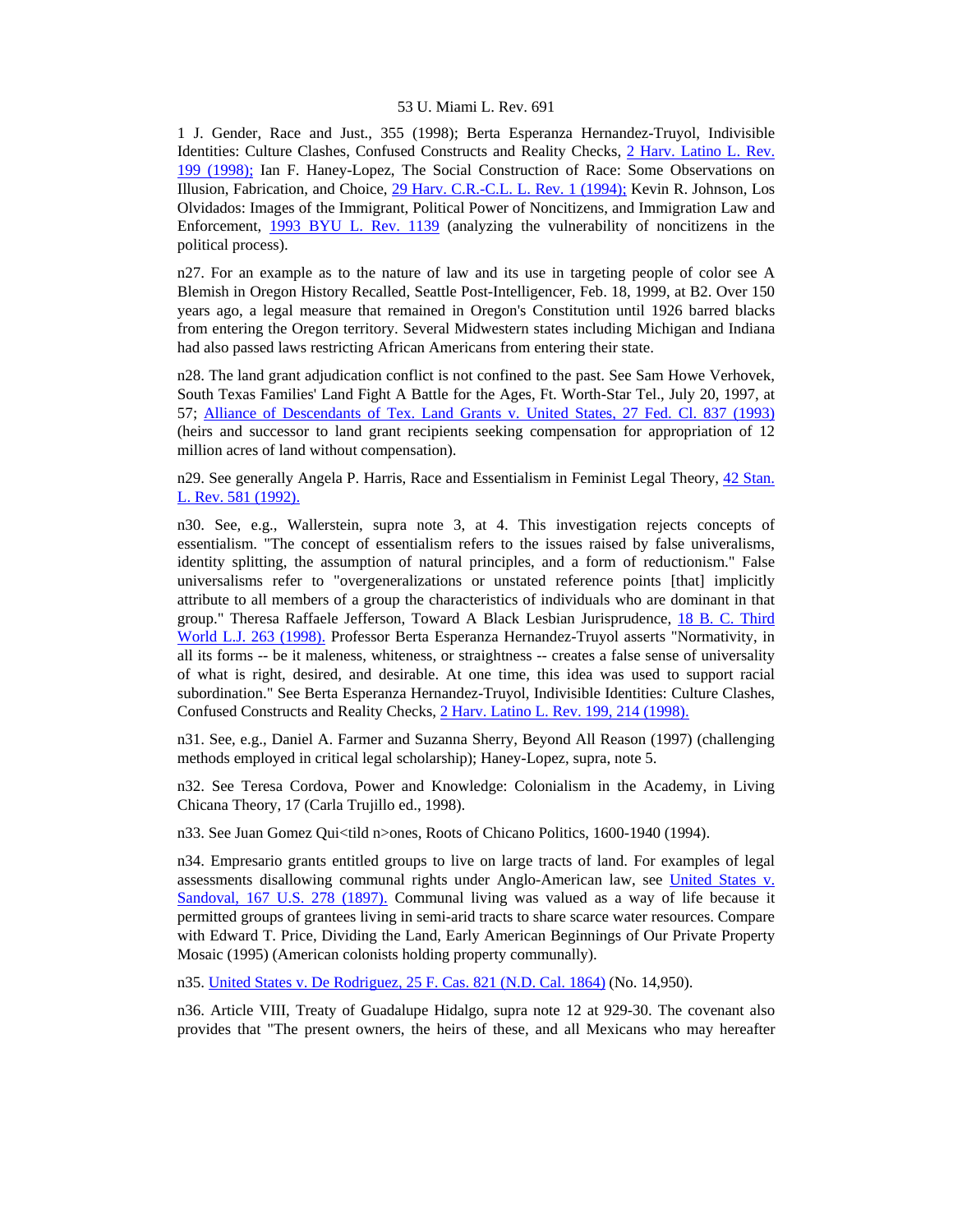1 J. Gender, Race and Just., 355 (1998); Berta Esperanza Hernandez-Truyol, Indivisible Identities: Culture Clashes, Confused Constructs and Reality Checks, 2 Harv. Latino L. Rev. 199 (1998); Ian F. Haney-Lopez, The Social Construction of Race: Some Observations on Illusion, Fabrication, and Choice, 29 Harv. C.R.-C.L. L. Rev. 1 (1994); Kevin R. Johnson, Los Olvidados: Images of the Immigrant, Political Power of Noncitizens, and Immigration Law and Enforcement, 1993 BYU L. Rev. 1139 (analyzing the vulnerability of noncitizens in the political process).

n27. For an example as to the nature of law and its use in targeting people of color see A Blemish in Oregon History Recalled, Seattle Post-Intelligencer, Feb. 18, 1999, at B2. Over 150 years ago, a legal measure that remained in Oregon's Constitution until 1926 barred blacks from entering the Oregon territory. Several Midwestern states including Michigan and Indiana had also passed laws restricting African Americans from entering their state.

n28. The land grant adjudication conflict is not confined to the past. See Sam Howe Verhovek, South Texas Families' Land Fight A Battle for the Ages, Ft. Worth-Star Tel., July 20, 1997, at 57; Alliance of Descendants of Tex. Land Grants v. United States, 27 Fed. Cl. 837 (1993) (heirs and successor to land grant recipients seeking compensation for appropriation of 12 million acres of land without compensation).

n29. See generally Angela P. Harris, Race and Essentialism in Feminist Legal Theory, 42 Stan. L. Rev. 581 (1992).

n30. See, e.g., Wallerstein, supra note 3, at 4. This investigation rejects concepts of essentialism. "The concept of essentialism refers to the issues raised by false univeralisms, identity splitting, the assumption of natural principles, and a form of reductionism." False universalisms refer to "overgeneralizations or unstated reference points [that] implicitly attribute to all members of a group the characteristics of individuals who are dominant in that group." Theresa Raffaele Jefferson, Toward A Black Lesbian Jurisprudence, 18 B. C. Third World L.J. 263 (1998). Professor Berta Esperanza Hernandez-Truyol asserts "Normativity, in all its forms -- be it maleness, whiteness, or straightness -- creates a false sense of universality of what is right, desired, and desirable. At one time, this idea was used to support racial subordination." See Berta Esperanza Hernandez-Truyol, Indivisible Identities: Culture Clashes, Confused Constructs and Reality Checks, 2 Harv. Latino L. Rev. 199, 214 (1998).

n31. See, e.g., Daniel A. Farmer and Suzanna Sherry, Beyond All Reason (1997) (challenging methods employed in critical legal scholarship); Haney-Lopez, supra, note 5.

n32. See Teresa Cordova, Power and Knowledge: Colonialism in the Academy, in Living Chicana Theory, 17 (Carla Trujillo ed., 1998).

n33. See Juan Gomez Qui<tild n>ones, Roots of Chicano Politics, 1600-1940 (1994).

n34. Empresario grants entitled groups to live on large tracts of land. For examples of legal assessments disallowing communal rights under Anglo-American law, see United States v. Sandoval, 167 U.S. 278 (1897). Communal living was valued as a way of life because it permitted groups of grantees living in semi-arid tracts to share scarce water resources. Compare with Edward T. Price, Dividing the Land, Early American Beginnings of Our Private Property Mosaic (1995) (American colonists holding property communally).

n35. United States v. De Rodriguez, 25 F. Cas. 821 (N.D. Cal. 1864) (No. 14,950).

n36. Article VIII, Treaty of Guadalupe Hidalgo, supra note 12 at 929-30. The covenant also provides that "The present owners, the heirs of these, and all Mexicans who may hereafter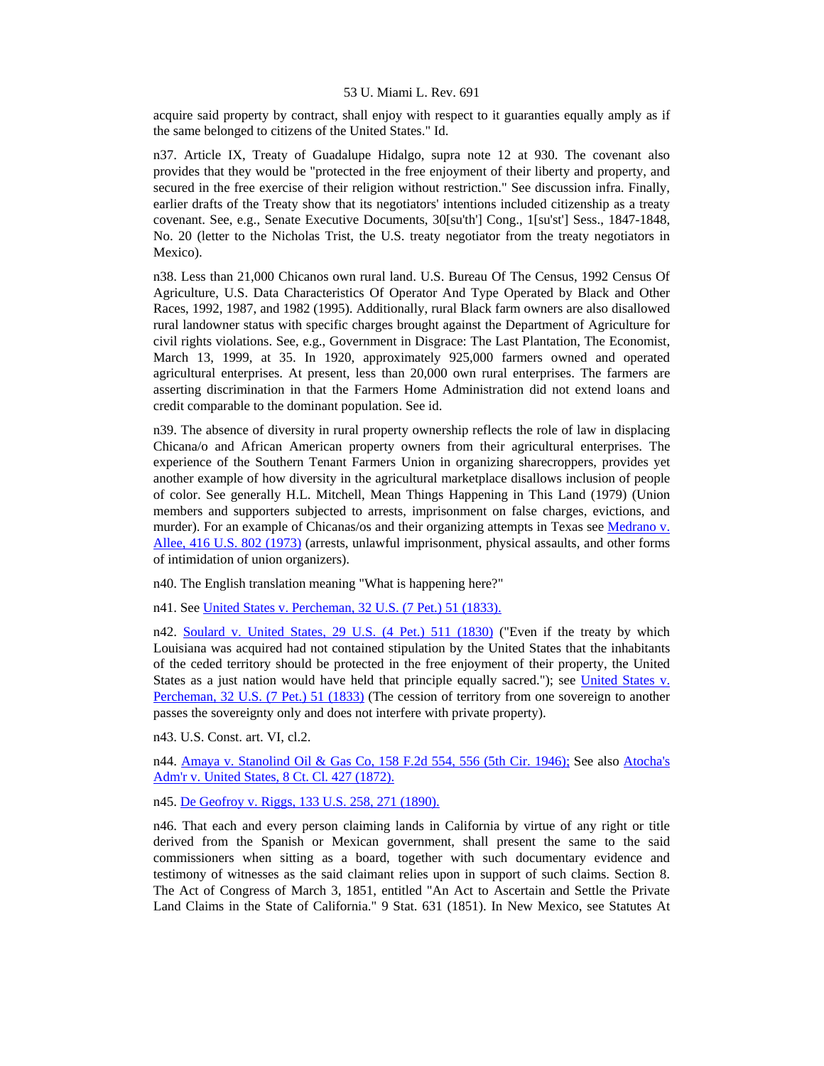acquire said property by contract, shall enjoy with respect to it guaranties equally amply as if the same belonged to citizens of the United States." Id.

n37. Article IX, Treaty of Guadalupe Hidalgo, supra note 12 at 930. The covenant also provides that they would be "protected in the free enjoyment of their liberty and property, and secured in the free exercise of their religion without restriction." See discussion infra. Finally, earlier drafts of the Treaty show that its negotiators' intentions included citizenship as a treaty covenant. See, e.g., Senate Executive Documents, 30[su'th'] Cong., 1[su'st'] Sess., 1847-1848, No. 20 (letter to the Nicholas Trist, the U.S. treaty negotiator from the treaty negotiators in Mexico).

n38. Less than 21,000 Chicanos own rural land. U.S. Bureau Of The Census, 1992 Census Of Agriculture, U.S. Data Characteristics Of Operator And Type Operated by Black and Other Races, 1992, 1987, and 1982 (1995). Additionally, rural Black farm owners are also disallowed rural landowner status with specific charges brought against the Department of Agriculture for civil rights violations. See, e.g., Government in Disgrace: The Last Plantation, The Economist, March 13, 1999, at 35. In 1920, approximately 925,000 farmers owned and operated agricultural enterprises. At present, less than 20,000 own rural enterprises. The farmers are asserting discrimination in that the Farmers Home Administration did not extend loans and credit comparable to the dominant population. See id.

n39. The absence of diversity in rural property ownership reflects the role of law in displacing Chicana/o and African American property owners from their agricultural enterprises. The experience of the Southern Tenant Farmers Union in organizing sharecroppers, provides yet another example of how diversity in the agricultural marketplace disallows inclusion of people of color. See generally H.L. Mitchell, Mean Things Happening in This Land (1979) (Union members and supporters subjected to arrests, imprisonment on false charges, evictions, and murder). For an example of Chicanas/os and their organizing attempts in Texas see Medrano v. Allee, 416 U.S. 802 (1973) (arrests, unlawful imprisonment, physical assaults, and other forms of intimidation of union organizers).

n40. The English translation meaning "What is happening here?"

n41. See United States v. Percheman, 32 U.S. (7 Pet.) 51 (1833).

n42. Soulard v. United States, 29 U.S. (4 Pet.) 511 (1830) ("Even if the treaty by which Louisiana was acquired had not contained stipulation by the United States that the inhabitants of the ceded territory should be protected in the free enjoyment of their property, the United States as a just nation would have held that principle equally sacred."); see United States v. Percheman, 32 U.S. (7 Pet.) 51 (1833) (The cession of territory from one sovereign to another passes the sovereignty only and does not interfere with private property).

n43. U.S. Const. art. VI, cl.2.

n44. Amaya v. Stanolind Oil & Gas Co, 158 F.2d 554, 556 (5th Cir. 1946); See also Atocha's Adm'r v. United States, 8 Ct. Cl. 427 (1872).

n45. De Geofroy v. Riggs, 133 U.S. 258, 271 (1890).

n46. That each and every person claiming lands in California by virtue of any right or title derived from the Spanish or Mexican government, shall present the same to the said commissioners when sitting as a board, together with such documentary evidence and testimony of witnesses as the said claimant relies upon in support of such claims. Section 8. The Act of Congress of March 3, 1851, entitled "An Act to Ascertain and Settle the Private Land Claims in the State of California." 9 Stat. 631 (1851). In New Mexico, see Statutes At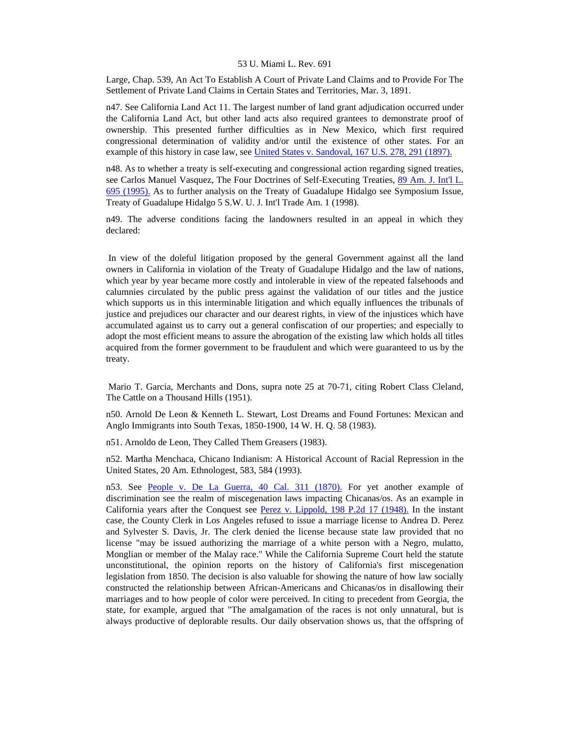Large, Chap. 539, An Act To Establish A Court of Private Land Claims and to Provide For The Settlement of Private Land Claims in Certain States and Territories, Mar. 3, 1891.

n47. See California Land Act 11. The largest number of land grant adjudication occurred under the California Land Act, but other land acts also required grantees to demonstrate proof of ownership. This presented further difficulties as in New Mexico, which first required congressional determination of validity and/or until the existence of other states. For an example of this history in case law, see United States v. Sandoval, 167 U.S. 278, 291 (1897).

n48. As to whether a treaty is self-executing and congressional action regarding signed treaties, see Carlos Manuel Vasquez, The Four Doctrines of Self-Executing Treaties, 89 Am. J. Int'l L. 695 (1995). As to further analysis on the Treaty of Guadalupe Hidalgo see Symposium Issue, Treaty of Guadalupe Hidalgo 5 S.W. U. J. Int'l Trade Am. 1 (1998).

n49. The adverse conditions facing the landowners resulted in an appeal in which they declared:

> In view of the doleful litigation proposed by the general Government against all the land owners in California in violation of the Treaty of Guadalupe Hidalgo and the law of nations, which year by year became more costly and intolerable in view of the repeated falsehoods and calumnies circulated by the public press against the validation of our titles and the justice which supports us in this interminable litigation and which equally influences the tribunals of justice and prejudices our character and our dearest rights, in view of the injustices which have accumulated against us to carry out a general confiscation of our properties; and especially to adopt the most efficient means to assure the abrogation of the existing law which holds all titles acquired from the former government to be fraudulent and which were guaranteed to us by the treaty.

Mario T. Garcia, Merchants and Dons, supra note 25 at 70-71, citing Robert Class Cleland, The Cattle on a Thousand Hills (1951).

n50. Arnold De Leon & Kenneth L. Stewart, Lost Dreams and Found Fortunes: Mexican and Anglo Immigrants into South Texas, 1850-1900, 14 W. H. Q. 58 (1983).

n51. Arnoldo de Leon, They Called Them Greasers (1983).

n52. Martha Menchaca, Chicano Indianism: A Historical Account of Racial Repression in the United States, 20 Am. Ethnologest, 583, 584 (1993).

n53. See People v. De La Guerra, 40 Cal. 311 (1870). For yet another example of discrimination see the realm of miscegenation laws impacting Chicanas/os. As an example in California years after the Conquest see Perez v. Lippold, 198 P.2d 17 (1948). In the instant case, the County Clerk in Los Angeles refused to issue a marriage license to Andrea D. Perez and Sylvester S. Davis, Jr. The clerk denied the license because state law provided that no license "may be issued authorizing the marriage of a white person with a Negro, mulatto, Monglian or member of the Malay race." While the California Supreme Court held the statute unconstitutional, the opinion reports on the history of California's first miscegenation legislation from 1850. The decision is also valuable for showing the nature of how law socially constructed the relationship between African-Americans and Chicanas/os in disallowing their marriages and to how people of color were perceived. In citing to precedent from Georgia, the state, for example, argued that "The amalgamation of the races is not only unnatural, but is always productive of deplorable results. Our daily observation shows us, that the offspring of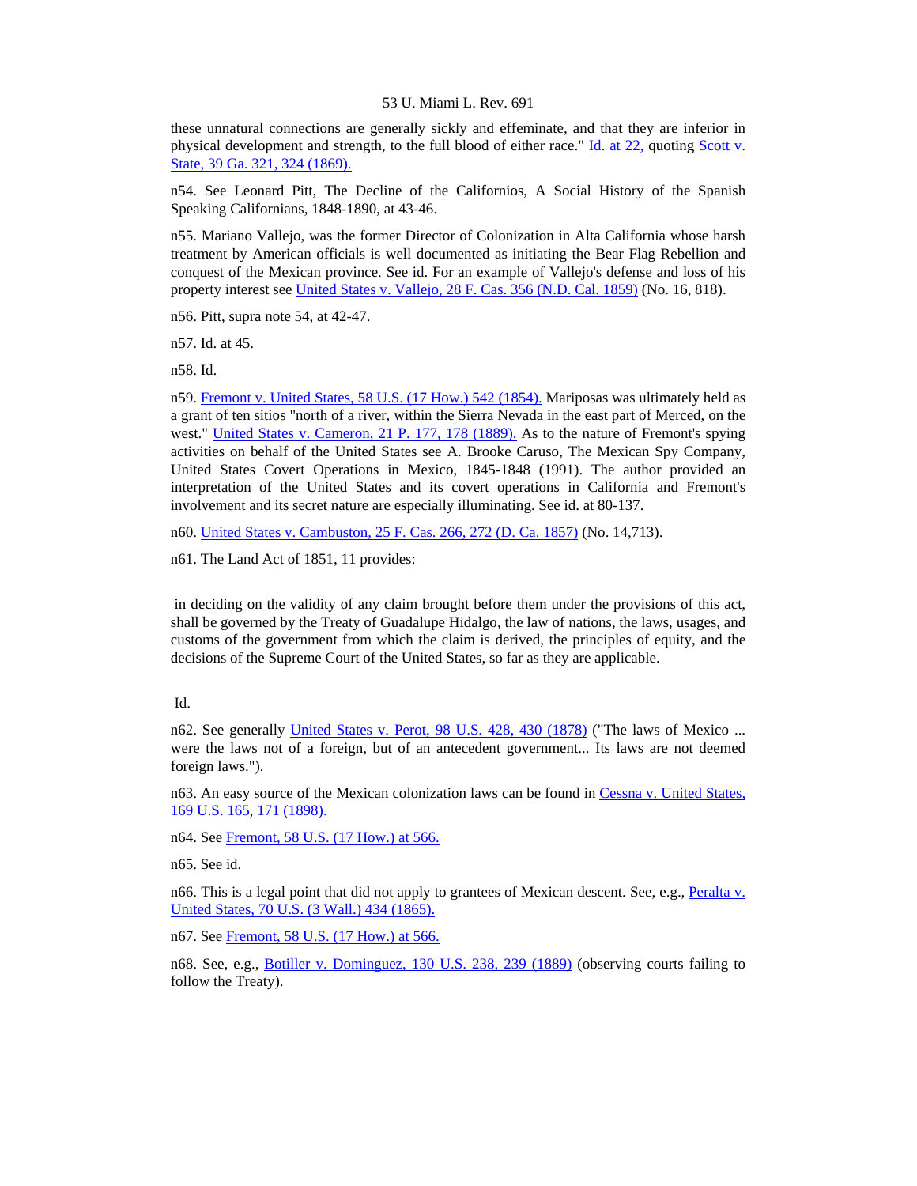these unnatural connections are generally sickly and effeminate, and that they are inferior in physical development and strength, to the full blood of either race." Id. at 22, quoting Scott v. State, 39 Ga. 321, 324 (1869).

n54. See Leonard Pitt, The Decline of the Californios, A Social History of the Spanish Speaking Californians, 1848-1890, at 43-46.

n55. Mariano Vallejo, was the former Director of Colonization in Alta California whose harsh treatment by American officials is well documented as initiating the Bear Flag Rebellion and conquest of the Mexican province. See id. For an example of Vallejo's defense and loss of his property interest see United States v. Vallejo, 28 F. Cas. 356 (N.D. Cal. 1859) (No. 16, 818).

n56. Pitt, supra note 54, at 42-47.

n57. Id. at 45.

n58. Id.

n59. Fremont v. United States, 58 U.S. (17 How.) 542 (1854). Mariposas was ultimately held as a grant of ten sitios "north of a river, within the Sierra Nevada in the east part of Merced, on the west." United States v. Cameron, 21 P. 177, 178 (1889). As to the nature of Fremont's spying activities on behalf of the United States see A. Brooke Caruso, The Mexican Spy Company, United States Covert Operations in Mexico, 1845-1848 (1991). The author provided an interpretation of the United States and its covert operations in California and Fremont's involvement and its secret nature are especially illuminating. See id. at 80-137.

n60. United States v. Cambuston, 25 F. Cas. 266, 272 (D. Ca. 1857) (No. 14,713).

n61. The Land Act of 1851, 11 provides:

> in deciding on the validity of any claim brought before them under the provisions of this act, shall be governed by the Treaty of Guadalupe Hidalgo, the law of nations, the laws, usages, and customs of the government from which the claim is derived, the principles of equity, and the decisions of the Supreme Court of the United States, so far as they are applicable.

Id.

n62. See generally United States v. Perot, 98 U.S. 428, 430 (1878) ("The laws of Mexico ... were the laws not of a foreign, but of an antecedent government... Its laws are not deemed foreign laws.").

n63. An easy source of the Mexican colonization laws can be found in Cessna v. United States, 169 U.S. 165, 171 (1898).

n64. See Fremont, 58 U.S. (17 How.) at 566.

n65. See id.

n66. This is a legal point that did not apply to grantees of Mexican descent. See, e.g., Peralta v. United States, 70 U.S. (3 Wall.) 434 (1865).

n67. See Fremont, 58 U.S. (17 How.) at 566.

n68. See, e.g., Botiller v. Dominguez, 130 U.S. 238, 239 (1889) (observing courts failing to follow the Treaty).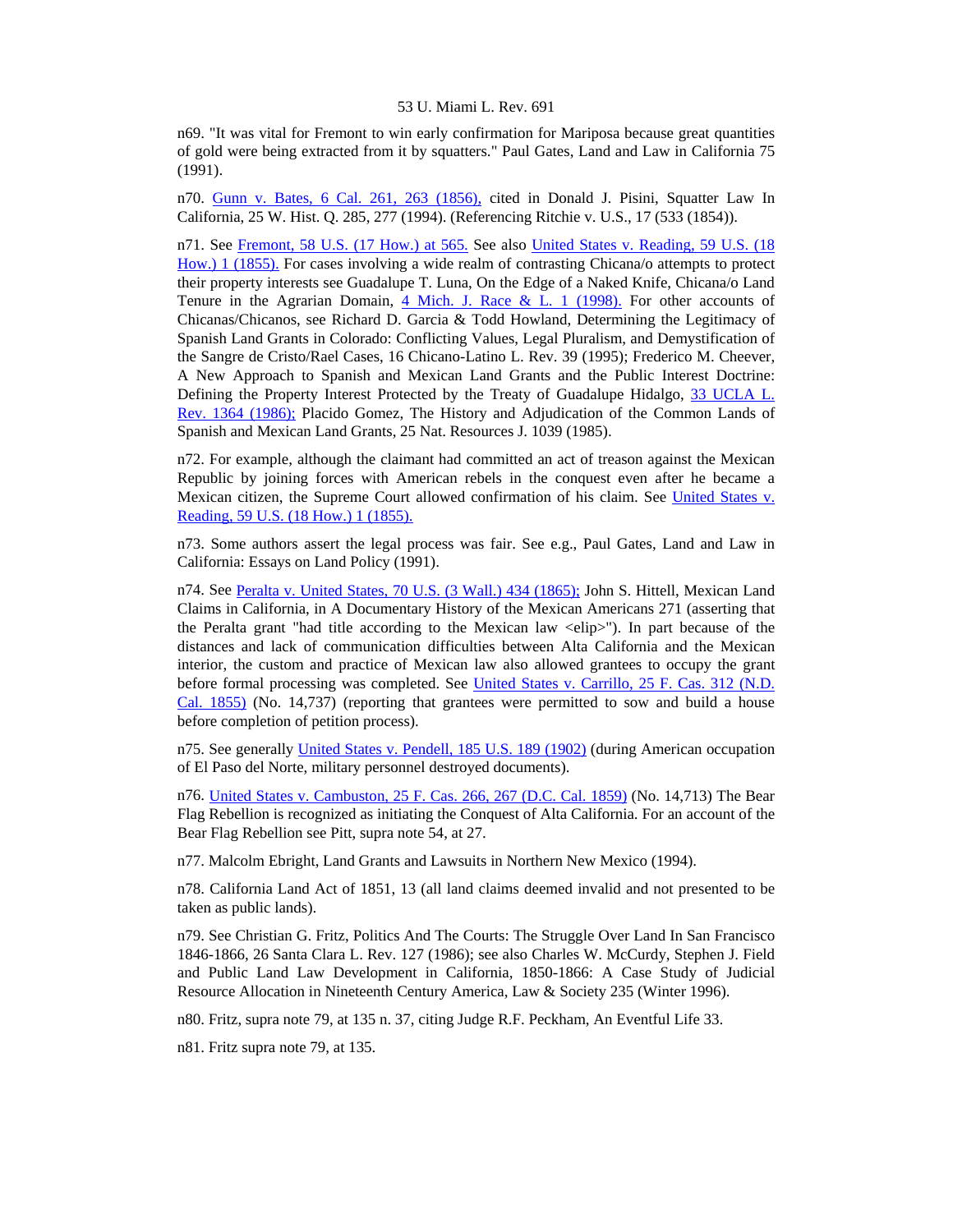n69. "It was vital for Fremont to win early confirmation for Mariposa because great quantities of gold were being extracted from it by squatters." Paul Gates, Land and Law in California 75 (1991).

n70. Gunn v. Bates, 6 Cal. 261, 263 (1856), cited in Donald J. Pisini, Squatter Law In California, 25 W. Hist. Q. 285, 277 (1994). (Referencing Ritchie v. U.S., 17 (533 (1854)).

n71. See Fremont, 58 U.S. (17 How.) at 565. See also United States v. Reading, 59 U.S. (18 How.) 1 (1855). For cases involving a wide realm of contrasting Chicana/o attempts to protect their property interests see Guadalupe T. Luna, On the Edge of a Naked Knife, Chicana/o Land Tenure in the Agrarian Domain, 4 Mich. J. Race & L. 1 (1998). For other accounts of Chicanas/Chicanos, see Richard D. Garcia & Todd Howland, Determining the Legitimacy of Spanish Land Grants in Colorado: Conflicting Values, Legal Pluralism, and Demystification of the Sangre de Cristo/Rael Cases, 16 Chicano-Latino L. Rev. 39 (1995); Frederico M. Cheever, A New Approach to Spanish and Mexican Land Grants and the Public Interest Doctrine: Defining the Property Interest Protected by the Treaty of Guadalupe Hidalgo, 33 UCLA L. Rev. 1364 (1986); Placido Gomez, The History and Adjudication of the Common Lands of Spanish and Mexican Land Grants, 25 Nat. Resources J. 1039 (1985).

n72. For example, although the claimant had committed an act of treason against the Mexican Republic by joining forces with American rebels in the conquest even after he became a Mexican citizen, the Supreme Court allowed confirmation of his claim. See United States v. Reading, 59 U.S. (18 How.) 1 (1855).

n73. Some authors assert the legal process was fair. See e.g., Paul Gates, Land and Law in California: Essays on Land Policy (1991).

n74. See Peralta v. United States, 70 U.S. (3 Wall.) 434 (1865); John S. Hittell, Mexican Land Claims in California, in A Documentary History of the Mexican Americans 271 (asserting that the Peralta grant "had title according to the Mexican law <elip>"). In part because of the distances and lack of communication difficulties between Alta California and the Mexican interior, the custom and practice of Mexican law also allowed grantees to occupy the grant before formal processing was completed. See United States v. Carrillo, 25 F. Cas. 312 (N.D. Cal. 1855) (No. 14,737) (reporting that grantees were permitted to sow and build a house before completion of petition process).

n75. See generally United States v. Pendell, 185 U.S. 189 (1902) (during American occupation of El Paso del Norte, military personnel destroyed documents).

n76. United States v. Cambuston, 25 F. Cas. 266, 267 (D.C. Cal. 1859) (No. 14,713) The Bear Flag Rebellion is recognized as initiating the Conquest of Alta California. For an account of the Bear Flag Rebellion see Pitt, supra note 54, at 27.

n77. Malcolm Ebright, Land Grants and Lawsuits in Northern New Mexico (1994).

n78. California Land Act of 1851, 13 (all land claims deemed invalid and not presented to be taken as public lands).

n79. See Christian G. Fritz, Politics And The Courts: The Struggle Over Land In San Francisco 1846-1866, 26 Santa Clara L. Rev. 127 (1986); see also Charles W. McCurdy, Stephen J. Field and Public Land Law Development in California, 1850-1866: A Case Study of Judicial Resource Allocation in Nineteenth Century America, Law & Society 235 (Winter 1996).

n80. Fritz, supra note 79, at 135 n. 37, citing Judge R.F. Peckham, An Eventful Life 33.

n81. Fritz supra note 79, at 135.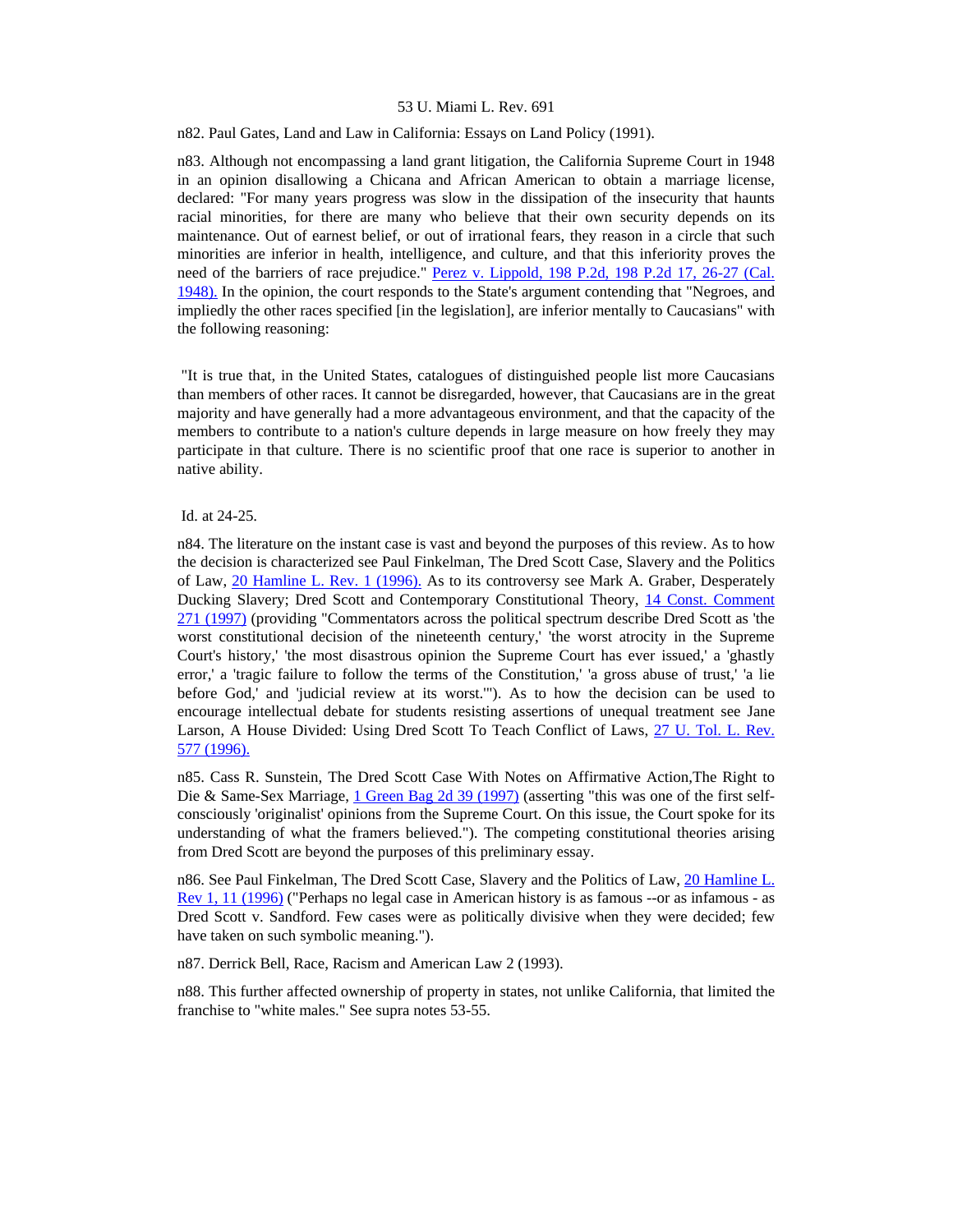n82. Paul Gates, Land and Law in California: Essays on Land Policy (1991).

n83. Although not encompassing a land grant litigation, the California Supreme Court in 1948 in an opinion disallowing a Chicana and African American to obtain a marriage license, declared: "For many years progress was slow in the dissipation of the insecurity that haunts racial minorities, for there are many who believe that their own security depends on its maintenance. Out of earnest belief, or out of irrational fears, they reason in a circle that such minorities are inferior in health, intelligence, and culture, and that this inferiority proves the need of the barriers of race prejudice." Perez v. Lippold, 198 P.2d, 198 P.2d 17, 26-27 (Cal. 1948). In the opinion, the court responds to the State's argument contending that "Negroes, and impliedly the other races specified [in the legislation], are inferior mentally to Caucasians" with the following reasoning:

"It is true that, in the United States, catalogues of distinguished people list more Caucasians than members of other races. It cannot be disregarded, however, that Caucasians are in the great majority and have generally had a more advantageous environment, and that the capacity of the members to contribute to a nation's culture depends in large measure on how freely they may participate in that culture. There is no scientific proof that one race is superior to another in native ability.

Id. at 24-25.

n84. The literature on the instant case is vast and beyond the purposes of this review. As to how the decision is characterized see Paul Finkelman, The Dred Scott Case, Slavery and the Politics of Law, 20 Hamline L. Rev. 1 (1996). As to its controversy see Mark A. Graber, Desperately Ducking Slavery; Dred Scott and Contemporary Constitutional Theory, 14 Const. Comment 271 (1997) (providing "Commentators across the political spectrum describe Dred Scott as 'the worst constitutional decision of the nineteenth century,' 'the worst atrocity in the Supreme Court's history,' 'the most disastrous opinion the Supreme Court has ever issued,' a 'ghastly error,' a 'tragic failure to follow the terms of the Constitution,' 'a gross abuse of trust,' 'a lie before God,' and 'judicial review at its worst.'"). As to how the decision can be used to encourage intellectual debate for students resisting assertions of unequal treatment see Jane Larson, A House Divided: Using Dred Scott To Teach Conflict of Laws, 27 U. Tol. L. Rev. 577 (1996).

n85. Cass R. Sunstein, The Dred Scott Case With Notes on Affirmative Action,The Right to Die & Same-Sex Marriage, 1 Green Bag 2d 39 (1997) (asserting "this was one of the first self-consciously 'originalist' opinions from the Supreme Court. On this issue, the Court spoke for its understanding of what the framers believed."). The competing constitutional theories arising from Dred Scott are beyond the purposes of this preliminary essay.

n86. See Paul Finkelman, The Dred Scott Case, Slavery and the Politics of Law, 20 Hamline L. Rev 1, 11 (1996) ("Perhaps no legal case in American history is as famous --or as infamous - as Dred Scott v. Sandford. Few cases were as politically divisive when they were decided; few have taken on such symbolic meaning.").

n87. Derrick Bell, Race, Racism and American Law 2 (1993).

n88. This further affected ownership of property in states, not unlike California, that limited the franchise to "white males." See supra notes 53-55.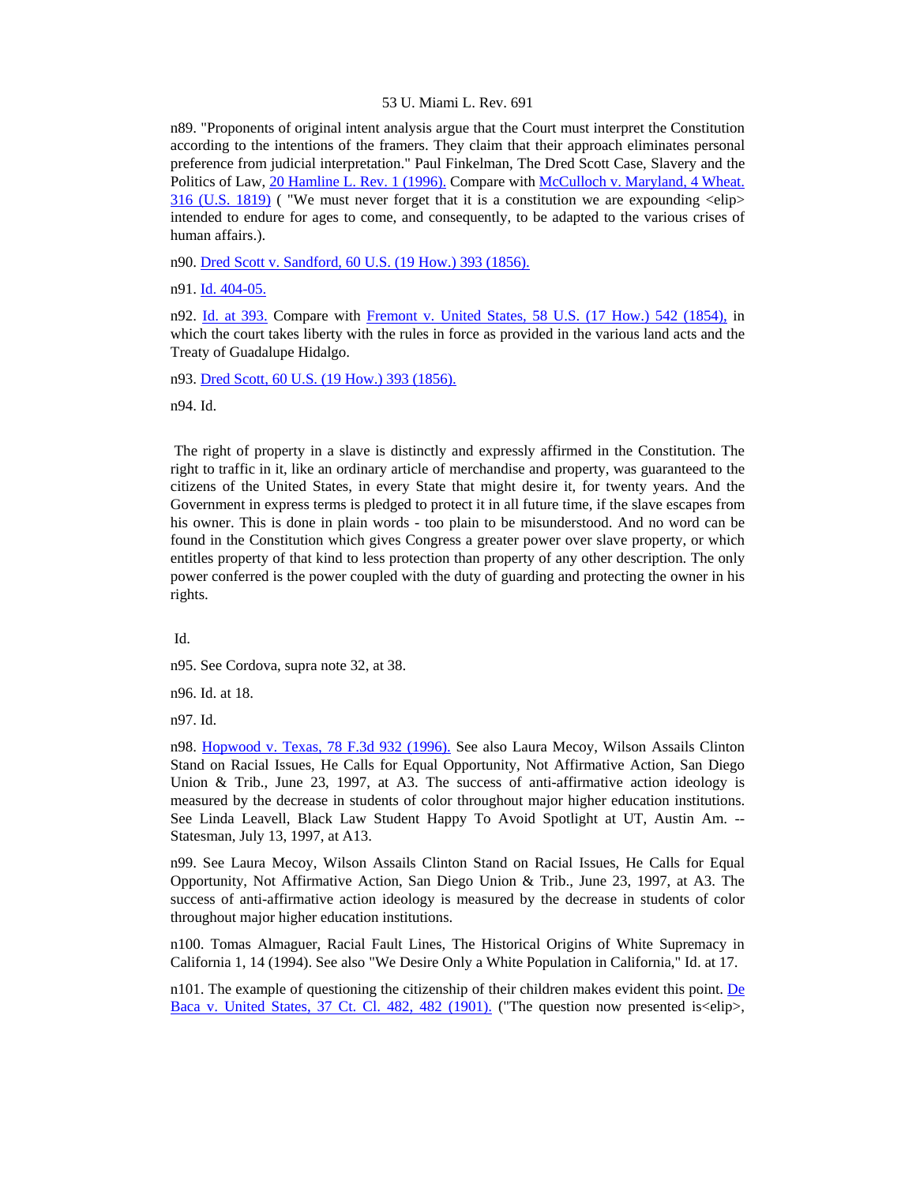n89. "Proponents of original intent analysis argue that the Court must interpret the Constitution according to the intentions of the framers. They claim that their approach eliminates personal preference from judicial interpretation." Paul Finkelman, The Dred Scott Case, Slavery and the Politics of Law, 20 Hamline L. Rev. 1 (1996). Compare with McCulloch v. Maryland, 4 Wheat. 316 (U.S. 1819) ( "We must never forget that it is a constitution we are expounding <elip> intended to endure for ages to come, and consequently, to be adapted to the various crises of human affairs.).

n90. Dred Scott v. Sandford, 60 U.S. (19 How.) 393 (1856).

n91. Id. 404-05.

n92. Id. at 393. Compare with Fremont v. United States, 58 U.S. (17 How.) 542 (1854), in which the court takes liberty with the rules in force as provided in the various land acts and the Treaty of Guadalupe Hidalgo.

n93. Dred Scott, 60 U.S. (19 How.) 393 (1856).

n94. Id.

> The right of property in a slave is distinctly and expressly affirmed in the Constitution. The right to traffic in it, like an ordinary article of merchandise and property, was guaranteed to the citizens of the United States, in every State that might desire it, for twenty years. And the Government in express terms is pledged to protect it in all future time, if the slave escapes from his owner. This is done in plain words - too plain to be misunderstood. And no word can be found in the Constitution which gives Congress a greater power over slave property, or which entitles property of that kind to less protection than property of any other description. The only power conferred is the power coupled with the duty of guarding and protecting the owner in his rights.

Id.

n95. See Cordova, supra note 32, at 38.

n96. Id. at 18.

n97. Id.

n98. Hopwood v. Texas, 78 F.3d 932 (1996). See also Laura Mecoy, Wilson Assails Clinton Stand on Racial Issues, He Calls for Equal Opportunity, Not Affirmative Action, San Diego Union & Trib., June 23, 1997, at A3. The success of anti-affirmative action ideology is measured by the decrease in students of color throughout major higher education institutions. See Linda Leavell, Black Law Student Happy To Avoid Spotlight at UT, Austin Am. -- Statesman, July 13, 1997, at A13.

n99. See Laura Mecoy, Wilson Assails Clinton Stand on Racial Issues, He Calls for Equal Opportunity, Not Affirmative Action, San Diego Union & Trib., June 23, 1997, at A3. The success of anti-affirmative action ideology is measured by the decrease in students of color throughout major higher education institutions.

n100. Tomas Almaguer, Racial Fault Lines, The Historical Origins of White Supremacy in California 1, 14 (1994). See also "We Desire Only a White Population in California," Id. at 17.

n101. The example of questioning the citizenship of their children makes evident this point. De Baca v. United States, 37 Ct. Cl. 482, 482 (1901). ("The question now presented is<elip>,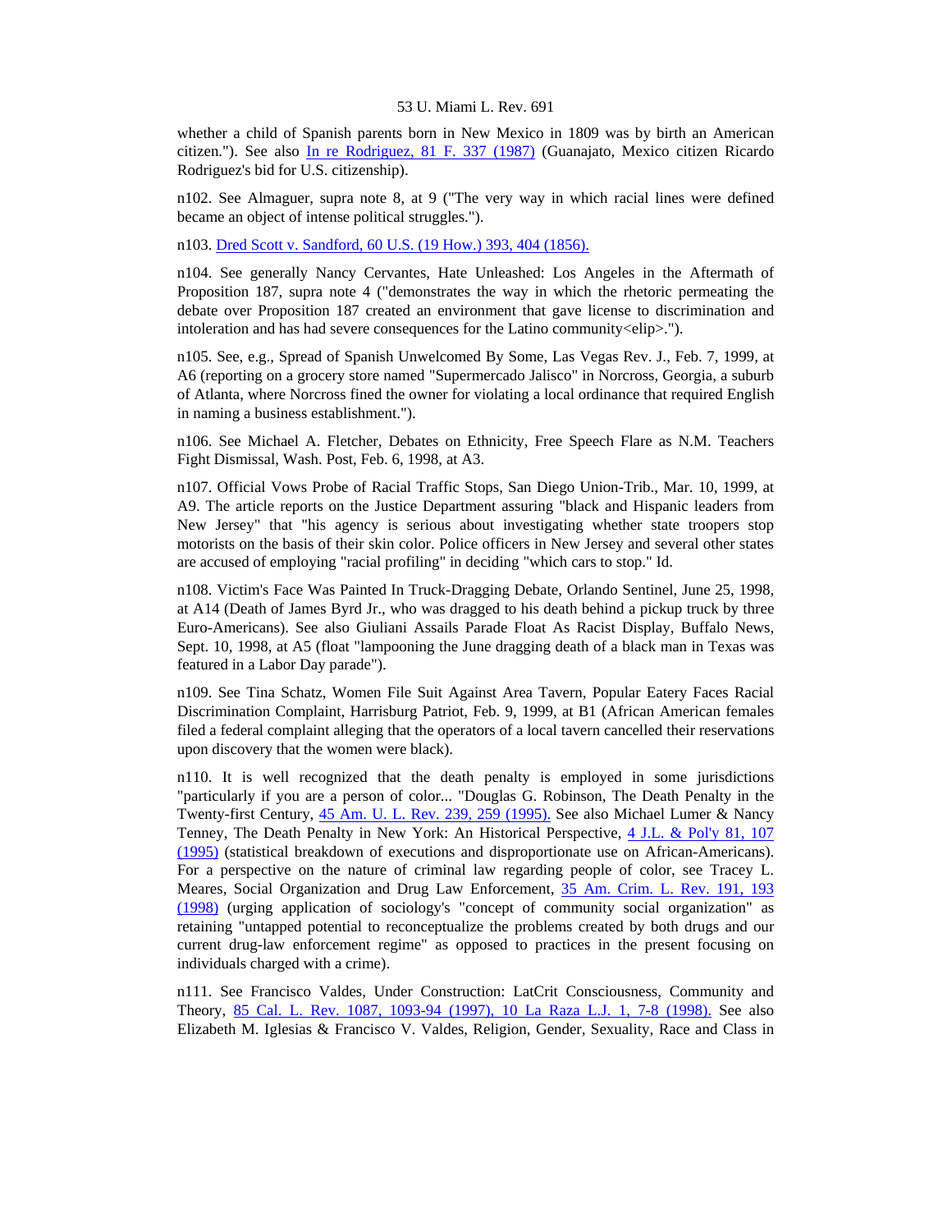whether a child of Spanish parents born in New Mexico in 1809 was by birth an American citizen."). See also In re Rodriguez, 81 F. 337 (1987) (Guanajato, Mexico citizen Ricardo Rodriguez's bid for U.S. citizenship).

n102. See Almaguer, supra note 8, at 9 ("The very way in which racial lines were defined became an object of intense political struggles.").

n103. Dred Scott v. Sandford, 60 U.S. (19 How.) 393, 404 (1856).

n104. See generally Nancy Cervantes, Hate Unleashed: Los Angeles in the Aftermath of Proposition 187, supra note 4 ("demonstrates the way in which the rhetoric permeating the debate over Proposition 187 created an environment that gave license to discrimination and intoleration and has had severe consequences for the Latino community<elip>.").

n105. See, e.g., Spread of Spanish Unwelcomed By Some, Las Vegas Rev. J., Feb. 7, 1999, at A6 (reporting on a grocery store named "Supermercado Jalisco" in Norcross, Georgia, a suburb of Atlanta, where Norcross fined the owner for violating a local ordinance that required English in naming a business establishment.").

n106. See Michael A. Fletcher, Debates on Ethnicity, Free Speech Flare as N.M. Teachers Fight Dismissal, Wash. Post, Feb. 6, 1998, at A3.

n107. Official Vows Probe of Racial Traffic Stops, San Diego Union-Trib., Mar. 10, 1999, at A9. The article reports on the Justice Department assuring "black and Hispanic leaders from New Jersey" that "his agency is serious about investigating whether state troopers stop motorists on the basis of their skin color. Police officers in New Jersey and several other states are accused of employing "racial profiling" in deciding "which cars to stop." Id.

n108. Victim's Face Was Painted In Truck-Dragging Debate, Orlando Sentinel, June 25, 1998, at A14 (Death of James Byrd Jr., who was dragged to his death behind a pickup truck by three Euro-Americans). See also Giuliani Assails Parade Float As Racist Display, Buffalo News, Sept. 10, 1998, at A5 (float "lampooning the June dragging death of a black man in Texas was featured in a Labor Day parade").

n109. See Tina Schatz, Women File Suit Against Area Tavern, Popular Eatery Faces Racial Discrimination Complaint, Harrisburg Patriot, Feb. 9, 1999, at B1 (African American females filed a federal complaint alleging that the operators of a local tavern cancelled their reservations upon discovery that the women were black).

n110. It is well recognized that the death penalty is employed in some jurisdictions "particularly if you are a person of color... "Douglas G. Robinson, The Death Penalty in the Twenty-first Century, 45 Am. U. L. Rev. 239, 259 (1995). See also Michael Lumer & Nancy Tenney, The Death Penalty in New York: An Historical Perspective, 4 J.L. & Pol'y 81, 107 (1995) (statistical breakdown of executions and disproportionate use on African-Americans). For a perspective on the nature of criminal law regarding people of color, see Tracey L. Meares, Social Organization and Drug Law Enforcement, 35 Am. Crim. L. Rev. 191, 193 (1998) (urging application of sociology's "concept of community social organization" as retaining "untapped potential to reconceptualize the problems created by both drugs and our current drug-law enforcement regime" as opposed to practices in the present focusing on individuals charged with a crime).

n111. See Francisco Valdes, Under Construction: LatCrit Consciousness, Community and Theory, 85 Cal. L. Rev. 1087, 1093-94 (1997), 10 La Raza L.J. 1, 7-8 (1998). See also Elizabeth M. Iglesias & Francisco V. Valdes, Religion, Gender, Sexuality, Race and Class in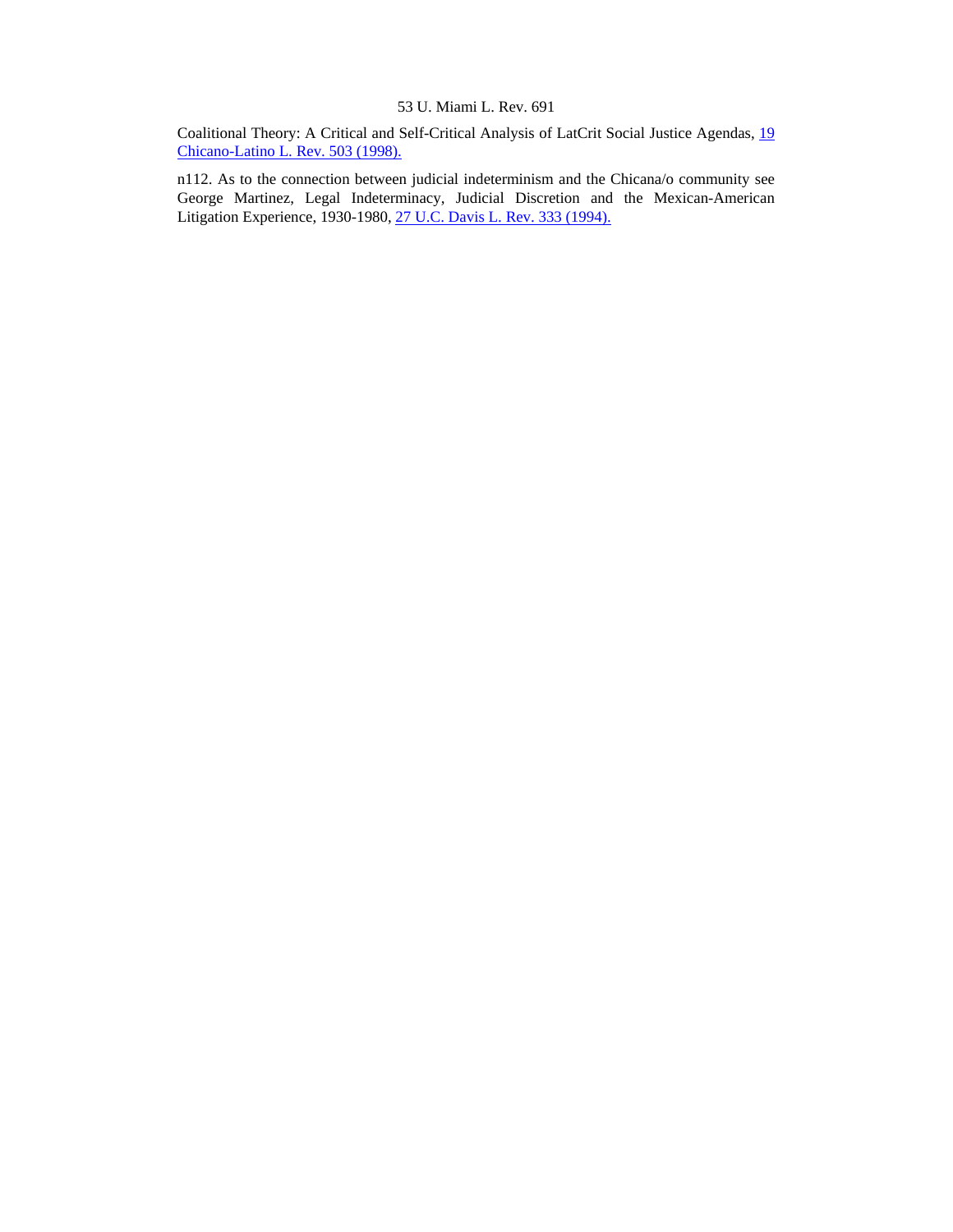Coalitional Theory: A Critical and Self-Critical Analysis of LatCrit Social Justice Agendas, 19 Chicano-Latino L. Rev. 503 (1998).

n112. As to the connection between judicial indeterminism and the Chicana/o community see George Martinez, Legal Indeterminacy, Judicial Discretion and the Mexican-American Litigation Experience, 1930-1980, 27 U.C. Davis L. Rev. 333 (1994).